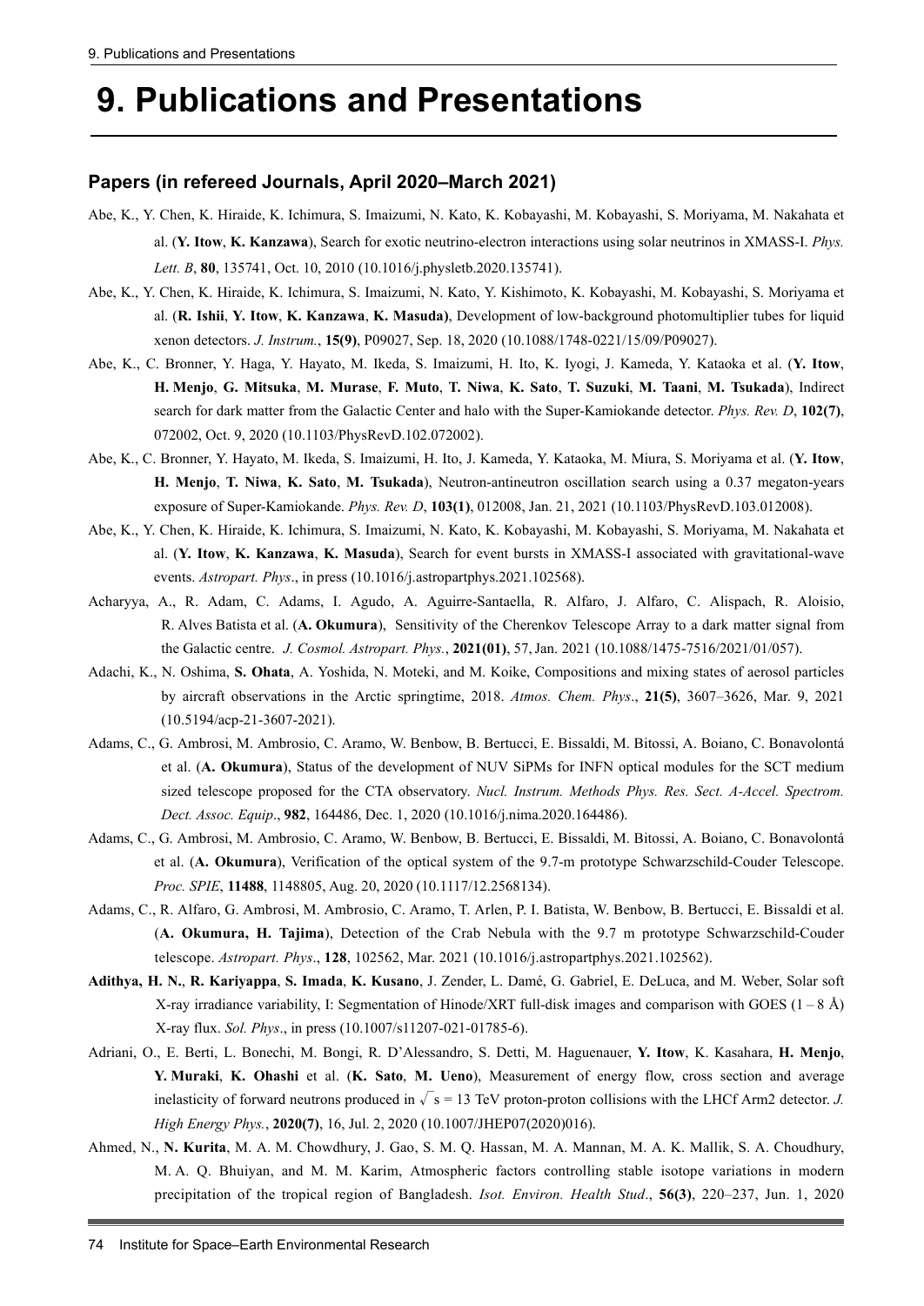# 9. Publications and Presentations

## Papers (in refereed Journals, April 2020–March 2021)

Abe, K., Y. Chen, K. Hiraide, K. Ichimura, S. Imaizumi, N. Kato, K. Kobayashi, M. Kobayashi, S. Moriyama, M. Nakahata et al. (**Y. Itow**, **K. Kanzawa**), Search for exotic neutrino-electron interactions using solar neutrinos in XMASS-I. *Phys. Lett. B*, **80**, 135741, Oct. 10, 2010 (10.1016/j.physletb.2020.135741).

Abe, K., Y. Chen, K. Hiraide, K. Ichimura, S. Imaizumi, N. Kato, Y. Kishimoto, K. Kobayashi, M. Kobayashi, S. Moriyama et al. (**R. Ishii**, **Y. Itow**, **K. Kanzawa**, **K. Masuda)**, Development of low-background photomultiplier tubes for liquid xenon detectors. *J. Instrum.*, **15(9)**, P09027, Sep. 18, 2020 (10.1088/1748-0221/15/09/P09027).

Abe, K., C. Bronner, Y. Haga, Y. Hayato, M. Ikeda, S. Imaizumi, H. Ito, K. Iyogi, J. Kameda, Y. Kataoka et al. (**Y. Itow**, **H. Menjo**, **G. Mitsuka**, **M. Murase**, **F. Muto**, **T. Niwa**, **K. Sato**, **T. Suzuki**, **M. Taani**, **M. Tsukada**), Indirect search for dark matter from the Galactic Center and halo with the Super-Kamiokande detector. *Phys. Rev. D*, **102(7)**, 072002, Oct. 9, 2020 (10.1103/PhysRevD.102.072002).

Abe, K., C. Bronner, Y. Hayato, M. Ikeda, S. Imaizumi, H. Ito, J. Kameda, Y. Kataoka, M. Miura, S. Moriyama et al. (**Y. Itow**, **H. Menjo**, **T. Niwa**, **K. Sato**, **M. Tsukada**), Neutron-antineutron oscillation search using a 0.37 megaton-years exposure of Super-Kamiokande. *Phys. Rev. D*, **103(1)**, 012008, Jan. 21, 2021 (10.1103/PhysRevD.103.012008).

Abe, K., Y. Chen, K. Hiraide, K. Ichimura, S. Imaizumi, N. Kato, K. Kobayashi, M. Kobayashi, S. Moriyama, M. Nakahata et al. (**Y. Itow**, **K. Kanzawa**, **K. Masuda**), Search for event bursts in XMASS-I associated with gravitational-wave events. *Astropart. Phys*., in press (10.1016/j.astropartphys.2021.102568).

Acharyya, A., R. Adam, C. Adams, I. Agudo, A. Aguirre-Santaella, R. Alfaro, J. Alfaro, C. Alispach, R. Aloisio, R. Alves Batista et al. (**A. Okumura**), Sensitivity of the Cherenkov Telescope Array to a dark matter signal from the Galactic centre. *J. Cosmol. Astropart. Phys.*, **2021(01)**, 57, Jan. 2021 (10.1088/1475-7516/2021/01/057).

Adachi, K., N. Oshima, **S. Ohata**, A. Yoshida, N. Moteki, and M. Koike, Compositions and mixing states of aerosol particles by aircraft observations in the Arctic springtime, 2018. *Atmos. Chem. Phys*., **21(5)**, 3607–3626, Mar. 9, 2021 (10.5194/acp-21-3607-2021).

Adams, C., G. Ambrosi, M. Ambrosio, C. Aramo, W. Benbow, B. Bertucci, E. Bissaldi, M. Bitossi, A. Boiano, C. Bonavolontá et al. (**A. Okumura**), Status of the development of NUV SiPMs for INFN optical modules for the SCT medium sized telescope proposed for the CTA observatory. *Nucl. Instrum. Methods Phys. Res. Sect. A-Accel. Spectrom. Dect. Assoc. Equip*., **982**, 164486, Dec. 1, 2020 (10.1016/j.nima.2020.164486).

Adams, C., G. Ambrosi, M. Ambrosio, C. Aramo, W. Benbow, B. Bertucci, E. Bissaldi, M. Bitossi, A. Boiano, C. Bonavolontá et al. (**A. Okumura**), Verification of the optical system of the 9.7-m prototype Schwarzschild-Couder Telescope. *Proc. SPIE*, **11488**, 1148805, Aug. 20, 2020 (10.1117/12.2568134).

Adams, C., R. Alfaro, G. Ambrosi, M. Ambrosio, C. Aramo, T. Arlen, P. I. Batista, W. Benbow, B. Bertucci, E. Bissaldi et al. (**A. Okumura, H. Tajima**), Detection of the Crab Nebula with the 9.7 m prototype Schwarzschild-Couder telescope. *Astropart. Phys*., **128**, 102562, Mar. 2021 (10.1016/j.astropartphys.2021.102562).

**Adithya, H. N.**, **R. Kariyappa**, **S. Imada**, **K. Kusano**, J. Zender, L. Damé, G. Gabriel, E. DeLuca, and M. Weber, Solar soft X-ray irradiance variability, I: Segmentation of Hinode/XRT full-disk images and comparison with GOES (1 – 8 Å) X-ray flux. *Sol. Phys*., in press (10.1007/s11207-021-01785-6).

Adriani, O., E. Berti, L. Bonechi, M. Bongi, R. D'Alessandro, S. Detti, M. Haguenauer, **Y. Itow**, K. Kasahara, **H. Menjo**, **Y. Muraki**, **K. Ohashi** et al. (**K. Sato**, **M. Ueno**), Measurement of energy flow, cross section and average inelasticity of forward neutrons produced in $\sqrt{s}$ = 13 TeV proton-proton collisions with the LHCf Arm2 detector. *J. High Energy Phys.*, **2020(7)**, 16, Jul. 2, 2020 (10.1007/JHEP07(2020)016).

Ahmed, N., **N. Kurita**, M. A. M. Chowdhury, J. Gao, S. M. Q. Hassan, M. A. Mannan, M. A. K. Mallik, S. A. Choudhury, M. A. Q. Bhuiyan, and M. M. Karim, Atmospheric factors controlling stable isotope variations in modern precipitation of the tropical region of Bangladesh. *Isot. Environ. Health Stud*., **56(3)**, 220–237, Jun. 1, 2020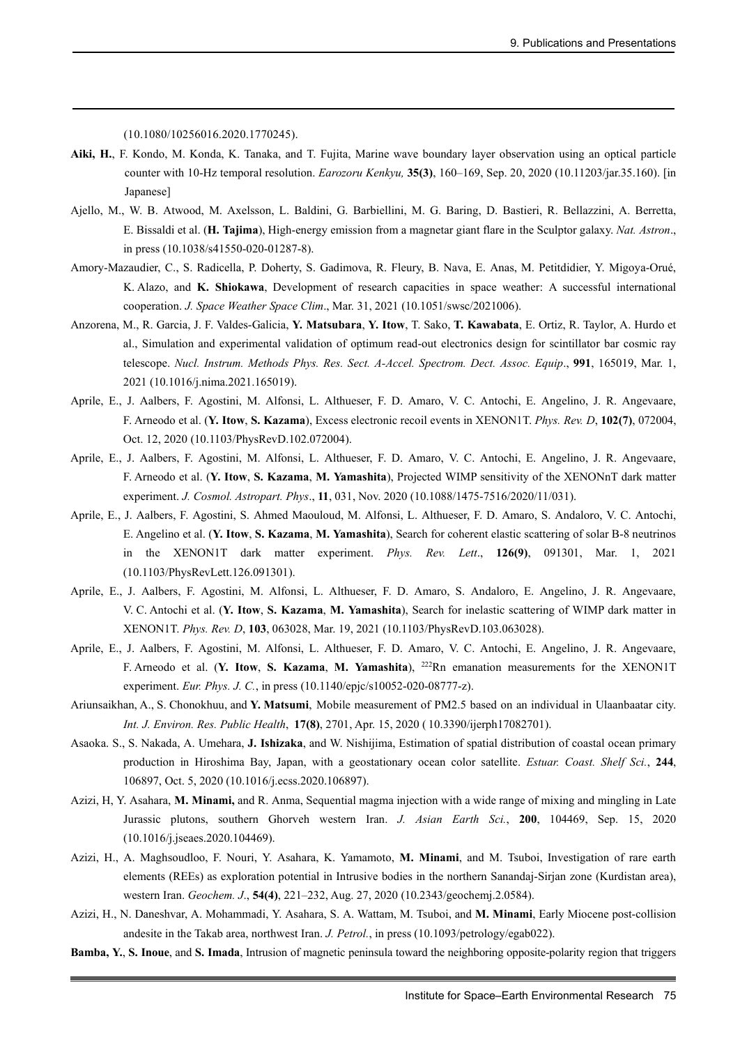(10.1080/10256016.2020.1770245).

**Aiki, H.**, F. Kondo, M. Konda, K. Tanaka, and T. Fujita, Marine wave boundary layer observation using an optical particle counter with 10-Hz temporal resolution. *Earozoru Kenkyu,* **35(3)**, 160–169, Sep. 20, 2020 (10.11203/jar.35.160). [in Japanese]

Ajello, M., W. B. Atwood, M. Axelsson, L. Baldini, G. Barbiellini, M. G. Baring, D. Bastieri, R. Bellazzini, A. Berretta, E. Bissaldi et al. (**H. Tajima**), High-energy emission from a magnetar giant flare in the Sculptor galaxy. *Nat. Astron*., in press (10.1038/s41550-020-01287-8).

Amory-Mazaudier, C., S. Radicella, P. Doherty, S. Gadimova, R. Fleury, B. Nava, E. Anas, M. Petitdidier, Y. Migoya-Orué, K. Alazo, and **K. Shiokawa**, Development of research capacities in space weather: A successful international cooperation. *J. Space Weather Space Clim*., Mar. 31, 2021 (10.1051/swsc/2021006).

Anzorena, M., R. Garcia, J. F. Valdes-Galicia, **Y. Matsubara**, **Y. Itow**, T. Sako, **T. Kawabata**, E. Ortiz, R. Taylor, A. Hurdo et al., Simulation and experimental validation of optimum read-out electronics design for scintillator bar cosmic ray telescope. *Nucl. Instrum. Methods Phys. Res. Sect. A-Accel. Spectrom. Dect. Assoc. Equip*., **991**, 165019, Mar. 1, 2021 (10.1016/j.nima.2021.165019).

Aprile, E., J. Aalbers, F. Agostini, M. Alfonsi, L. Althueser, F. D. Amaro, V. C. Antochi, E. Angelino, J. R. Angevaare, F. Arneodo et al. (**Y. Itow**, **S. Kazama**), Excess electronic recoil events in XENON1T. *Phys. Rev. D*, **102(7)**, 072004, Oct. 12, 2020 (10.1103/PhysRevD.102.072004).

Aprile, E., J. Aalbers, F. Agostini, M. Alfonsi, L. Althueser, F. D. Amaro, V. C. Antochi, E. Angelino, J. R. Angevaare, F. Arneodo et al. (**Y. Itow**, **S. Kazama**, **M. Yamashita**), Projected WIMP sensitivity of the XENONnT dark matter experiment. *J. Cosmol. Astropart. Phys*., **11**, 031, Nov. 2020 (10.1088/1475-7516/2020/11/031).

Aprile, E., J. Aalbers, F. Agostini, S. Ahmed Maouloud, M. Alfonsi, L. Althueser, F. D. Amaro, S. Andaloro, V. C. Antochi, E. Angelino et al. (**Y. Itow**, **S. Kazama**, **M. Yamashita**), Search for coherent elastic scattering of solar B-8 neutrinos in the XENON1T dark matter experiment. *Phys. Rev. Lett*., **126(9)**, 091301, Mar. 1, 2021 (10.1103/PhysRevLett.126.091301).

Aprile, E., J. Aalbers, F. Agostini, M. Alfonsi, L. Althueser, F. D. Amaro, S. Andaloro, E. Angelino, J. R. Angevaare, V. C. Antochi et al. (**Y. Itow**, **S. Kazama**, **M. Yamashita**), Search for inelastic scattering of WIMP dark matter in XENON1T. *Phys. Rev. D*, **103**, 063028, Mar. 19, 2021 (10.1103/PhysRevD.103.063028).

Aprile, E., J. Aalbers, F. Agostini, M. Alfonsi, L. Althueser, F. D. Amaro, V. C. Antochi, E. Angelino, J. R. Angevaare, F. Arneodo et al. (**Y. Itow**, **S. Kazama**, **M. Yamashita**), $^{222}$Rn emanation measurements for the XENON1T experiment. *Eur. Phys. J. C.*, in press (10.1140/epjc/s10052-020-08777-z).

Ariunsaikhan, A., S. Chonokhuu, and **Y. Matsumi**, Mobile measurement of PM2.5 based on an individual in Ulaanbaatar city. *Int. J. Environ. Res. Public Health*, **17(8)**, 2701, Apr. 15, 2020 ( 10.3390/ijerph17082701).

Asaoka. S., S. Nakada, A. Umehara, **J. Ishizaka**, and W. Nishijima, Estimation of spatial distribution of coastal ocean primary production in Hiroshima Bay, Japan, with a geostationary ocean color satellite. *Estuar. Coast. Shelf Sci.*, **244**, 106897, Oct. 5, 2020 (10.1016/j.ecss.2020.106897).

Azizi, H, Y. Asahara, **M. Minami,** and R. Anma, Sequential magma injection with a wide range of mixing and mingling in Late Jurassic plutons, southern Ghorveh western Iran. *J. Asian Earth Sci.*, **200**, 104469, Sep. 15, 2020 (10.1016/j.jseaes.2020.104469).

Azizi, H., A. Maghsoudloo, F. Nouri, Y. Asahara, K. Yamamoto, **M. Minami**, and M. Tsuboi, Investigation of rare earth elements (REEs) as exploration potential in Intrusive bodies in the northern Sanandaj-Sirjan zone (Kurdistan area), western Iran. *Geochem. J*., **54(4)**, 221–232, Aug. 27, 2020 (10.2343/geochemj.2.0584).

Azizi, H., N. Daneshvar, A. Mohammadi, Y. Asahara, S. A. Wattam, M. Tsuboi, and **M. Minami**, Early Miocene post-collision andesite in the Takab area, northwest Iran. *J. Petrol.*, in press (10.1093/petrology/egab022).

**Bamba, Y.**, **S. Inoue**, and **S. Imada**, Intrusion of magnetic peninsula toward the neighboring opposite-polarity region that triggers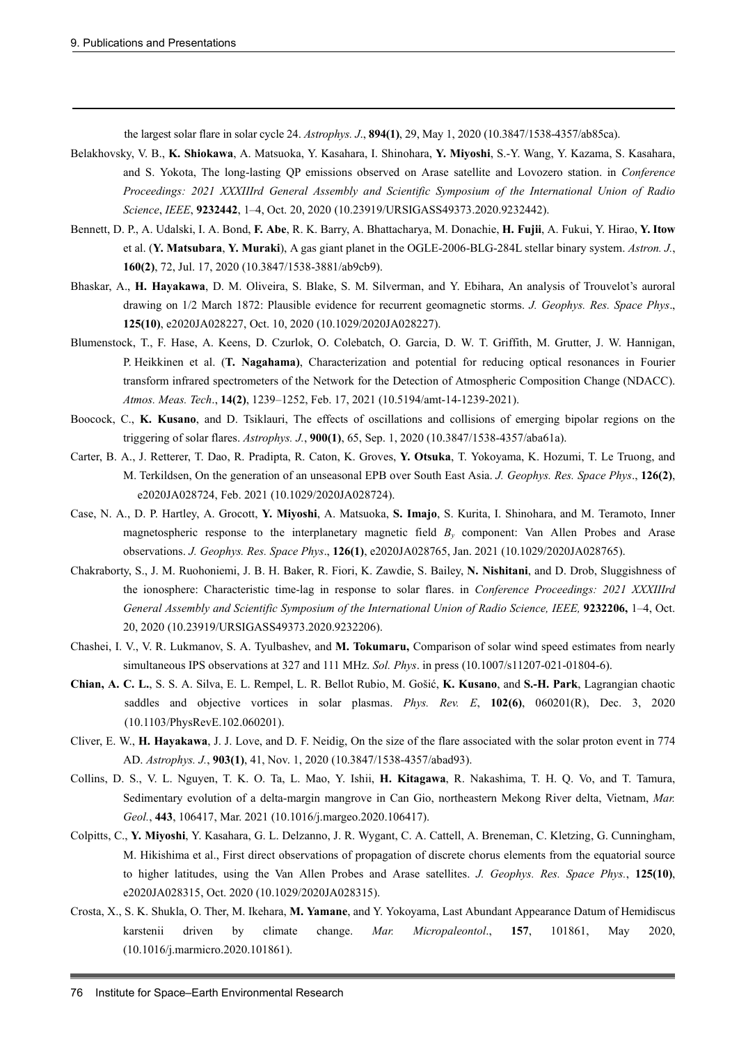the largest solar flare in solar cycle 24. *Astrophys. J*., **894(1)**, 29, May 1, 2020 (10.3847/1538-4357/ab85ca).

Belakhovsky, V. B., **K. Shiokawa**, A. Matsuoka, Y. Kasahara, I. Shinohara, **Y. Miyoshi**, S.-Y. Wang, Y. Kazama, S. Kasahara, and S. Yokota, The long-lasting QP emissions observed on Arase satellite and Lovozero station. in *Conference Proceedings: 2021 XXXIIIrd General Assembly and Scientific Symposium of the International Union of Radio Science*, *IEEE*, **9232442**, 1–4, Oct. 20, 2020 (10.23919/URSIGASS49373.2020.9232442).

Bennett, D. P., A. Udalski, I. A. Bond, **F. Abe**, R. K. Barry, A. Bhattacharya, M. Donachie, **H. Fujii**, A. Fukui, Y. Hirao, **Y. Itow** et al. (**Y. Matsubara**, **Y. Muraki**), A gas giant planet in the OGLE-2006-BLG-284L stellar binary system. *Astron. J.*, **160(2)**, 72, Jul. 17, 2020 (10.3847/1538-3881/ab9cb9).

Bhaskar, A., **H. Hayakawa**, D. M. Oliveira, S. Blake, S. M. Silverman, and Y. Ebihara, An analysis of Trouvelot's auroral drawing on 1/2 March 1872: Plausible evidence for recurrent geomagnetic storms. *J. Geophys. Res. Space Phys*., **125(10)**, e2020JA028227, Oct. 10, 2020 (10.1029/2020JA028227).

Blumenstock, T., F. Hase, A. Keens, D. Czurlok, O. Colebatch, O. Garcia, D. W. T. Griffith, M. Grutter, J. W. Hannigan, P. Heikkinen et al. (**T. Nagahama**), Characterization and potential for reducing optical resonances in Fourier transform infrared spectrometers of the Network for the Detection of Atmospheric Composition Change (NDACC). *Atmos. Meas. Tech*., **14(2)**, 1239–1252, Feb. 17, 2021 (10.5194/amt-14-1239-2021).

Boocock, C., **K. Kusano**, and D. Tsiklauri, The effects of oscillations and collisions of emerging bipolar regions on the triggering of solar flares. *Astrophys. J.*, **900(1)**, 65, Sep. 1, 2020 (10.3847/1538-4357/aba61a).

Carter, B. A., J. Retterer, T. Dao, R. Pradipta, R. Caton, K. Groves, **Y. Otsuka**, T. Yokoyama, K. Hozumi, T. Le Truong, and M. Terkildsen, On the generation of an unseasonal EPB over South East Asia. *J. Geophys. Res. Space Phys*., **126(2)**, e2020JA028724, Feb. 2021 (10.1029/2020JA028724).

Case, N. A., D. P. Hartley, A. Grocott, **Y. Miyoshi**, A. Matsuoka, **S. Imajo**, S. Kurita, I. Shinohara, and M. Teramoto, Inner magnetospheric response to the interplanetary magnetic field $B_y$ component: Van Allen Probes and Arase observations. *J. Geophys. Res. Space Phys*., **126(1)**, e2020JA028765, Jan. 2021 (10.1029/2020JA028765).

Chakraborty, S., J. M. Ruohoniemi, J. B. H. Baker, R. Fiori, K. Zawdie, S. Bailey, **N. Nishitani**, and D. Drob, Sluggishness of the ionosphere: Characteristic time-lag in response to solar flares. in *Conference Proceedings: 2021 XXXIIIrd General Assembly and Scientific Symposium of the International Union of Radio Science, IEEE,* **9232206,** 1–4, Oct. 20, 2020 (10.23919/URSIGASS49373.2020.9232206).

Chashei, I. V., V. R. Lukmanov, S. A. Tyulbashev, and **M. Tokumaru,** Comparison of solar wind speed estimates from nearly simultaneous IPS observations at 327 and 111 MHz. *Sol. Phys*. in press (10.1007/s11207-021-01804-6).

**Chian, A. C. L.**, S. S. A. Silva, E. L. Rempel, L. R. Bellot Rubio, M. Gošić, **K. Kusano**, and **S.-H. Park**, Lagrangian chaotic saddles and objective vortices in solar plasmas. *Phys. Rev. E*, **102(6)**, 060201(R), Dec. 3, 2020 (10.1103/PhysRevE.102.060201).

Cliver, E. W., **H. Hayakawa**, J. J. Love, and D. F. Neidig, On the size of the flare associated with the solar proton event in 774 AD. *Astrophys. J.*, **903(1)**, 41, Nov. 1, 2020 (10.3847/1538-4357/abad93).

Collins, D. S., V. L. Nguyen, T. K. O. Ta, L. Mao, Y. Ishii, **H. Kitagawa**, R. Nakashima, T. H. Q. Vo, and T. Tamura, Sedimentary evolution of a delta-margin mangrove in Can Gio, northeastern Mekong River delta, Vietnam, *Mar. Geol.*, **443**, 106417, Mar. 2021 (10.1016/j.margeo.2020.106417).

Colpitts, C., **Y. Miyoshi**, Y. Kasahara, G. L. Delzanno, J. R. Wygant, C. A. Cattell, A. Breneman, C. Kletzing, G. Cunningham, M. Hikishima et al., First direct observations of propagation of discrete chorus elements from the equatorial source to higher latitudes, using the Van Allen Probes and Arase satellites. *J. Geophys. Res. Space Phys.*, **125(10)**, e2020JA028315, Oct. 2020 (10.1029/2020JA028315).

Crosta, X., S. K. Shukla, O. Ther, M. Ikehara, **M. Yamane**, and Y. Yokoyama, Last Abundant Appearance Datum of Hemidiscus karstenii driven by climate change. *Mar. Micropaleontol*., **157**, 101861, May 2020, (10.1016/j.marmicro.2020.101861).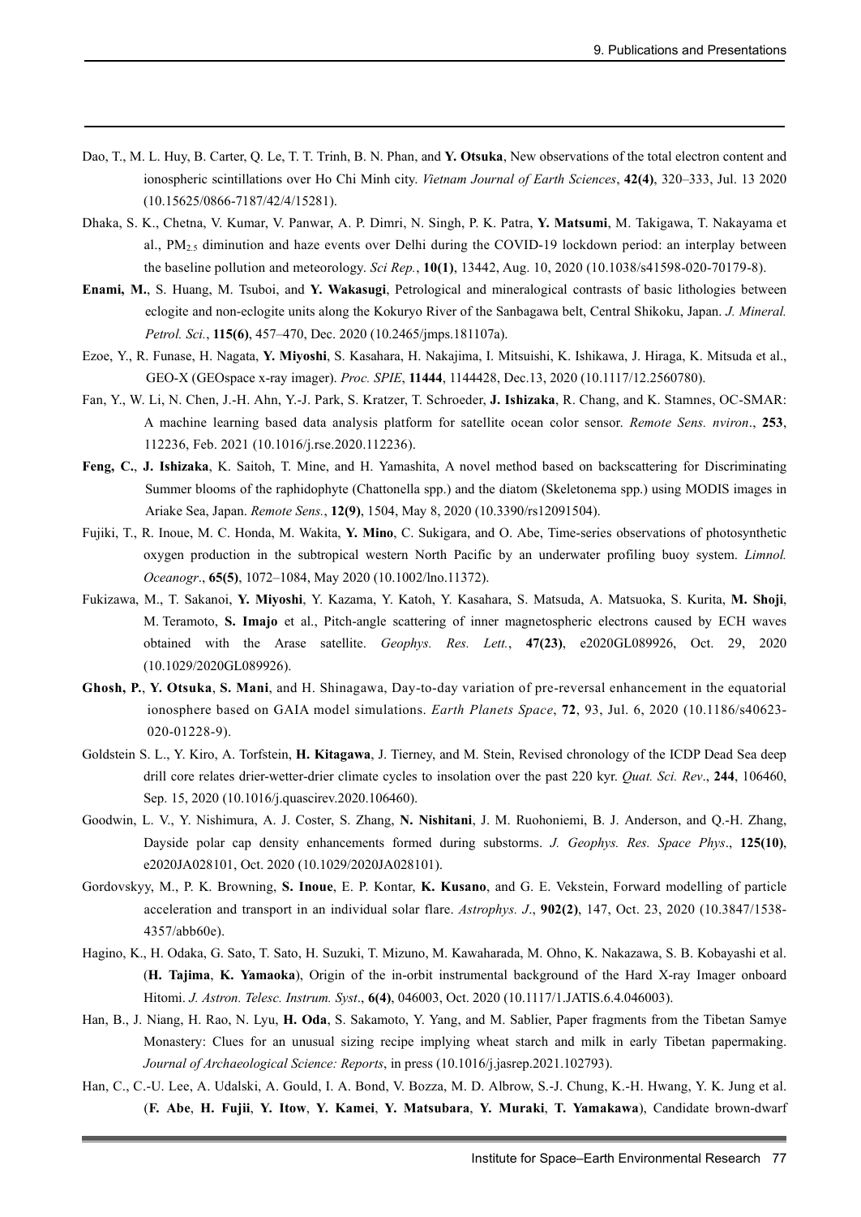Dao, T., M. L. Huy, B. Carter, Q. Le, T. T. Trinh, B. N. Phan, and **Y. Otsuka**, New observations of the total electron content and ionospheric scintillations over Ho Chi Minh city. *Vietnam Journal of Earth Sciences*, **42(4)**, 320–333, Jul. 13 2020 (10.15625/0866-7187/42/4/15281).

Dhaka, S. K., Chetna, V. Kumar, V. Panwar, A. P. Dimri, N. Singh, P. K. Patra, **Y. Matsumi**, M. Takigawa, T. Nakayama et al., $PM_{2.5}$ diminution and haze events over Delhi during the COVID-19 lockdown period: an interplay between the baseline pollution and meteorology. *Sci Rep.*, **10(1)**, 13442, Aug. 10, 2020 (10.1038/s41598-020-70179-8).

**Enami, M.**, S. Huang, M. Tsuboi, and **Y. Wakasugi**, Petrological and mineralogical contrasts of basic lithologies between eclogite and non-eclogite units along the Kokuryo River of the Sanbagawa belt, Central Shikoku, Japan. *J. Mineral. Petrol. Sci.*, **115(6)**, 457–470, Dec. 2020 (10.2465/jmps.181107a).

Ezoe, Y., R. Funase, H. Nagata, **Y. Miyoshi**, S. Kasahara, H. Nakajima, I. Mitsuishi, K. Ishikawa, J. Hiraga, K. Mitsuda et al., GEO-X (GEOspace x-ray imager). *Proc. SPIE*, **11444**, 1144428, Dec.13, 2020 (10.1117/12.2560780).

Fan, Y., W. Li, N. Chen, J.-H. Ahn, Y.-J. Park, S. Kratzer, T. Schroeder, **J. Ishizaka**, R. Chang, and K. Stamnes, OC-SMAR: A machine learning based data analysis platform for satellite ocean color sensor. *Remote Sens. nviron*., **253**, 112236, Feb. 2021 (10.1016/j.rse.2020.112236).

**Feng, C.**, **J. Ishizaka**, K. Saitoh, T. Mine, and H. Yamashita, A novel method based on backscattering for Discriminating Summer blooms of the raphidophyte (Chattonella spp.) and the diatom (Skeletonema spp.) using MODIS images in Ariake Sea, Japan. *Remote Sens.*, **12(9)**, 1504, May 8, 2020 (10.3390/rs12091504).

Fujiki, T., R. Inoue, M. C. Honda, M. Wakita, **Y. Mino**, C. Sukigara, and O. Abe, Time-series observations of photosynthetic oxygen production in the subtropical western North Pacific by an underwater profiling buoy system. *Limnol. Oceanogr*., **65(5)**, 1072–1084, May 2020 (10.1002/lno.11372).

Fukizawa, M., T. Sakanoi, **Y. Miyoshi**, Y. Kazama, Y. Katoh, Y. Kasahara, S. Matsuda, A. Matsuoka, S. Kurita, **M. Shoji**, M. Teramoto, **S. Imajo** et al., Pitch-angle scattering of inner magnetospheric electrons caused by ECH waves obtained with the Arase satellite. *Geophys. Res. Lett.*, **47(23)**, e2020GL089926, Oct. 29, 2020 (10.1029/2020GL089926).

**Ghosh, P.**, **Y. Otsuka**, **S. Mani**, and H. Shinagawa, Day-to-day variation of pre-reversal enhancement in the equatorial ionosphere based on GAIA model simulations. *Earth Planets Space*, **72**, 93, Jul. 6, 2020 (10.1186/s40623-020-01228-9).

Goldstein S. L., Y. Kiro, A. Torfstein, **H. Kitagawa**, J. Tierney, and M. Stein, Revised chronology of the ICDP Dead Sea deep drill core relates drier-wetter-drier climate cycles to insolation over the past 220 kyr. *Quat. Sci. Rev*., **244**, 106460, Sep. 15, 2020 (10.1016/j.quascirev.2020.106460).

Goodwin, L. V., Y. Nishimura, A. J. Coster, S. Zhang, **N. Nishitani**, J. M. Ruohoniemi, B. J. Anderson, and Q.-H. Zhang, Dayside polar cap density enhancements formed during substorms. *J. Geophys. Res. Space Phys*., **125(10)**, e2020JA028101, Oct. 2020 (10.1029/2020JA028101).

Gordovskyy, M., P. K. Browning, **S. Inoue**, E. P. Kontar, **K. Kusano**, and G. E. Vekstein, Forward modelling of particle acceleration and transport in an individual solar flare. *Astrophys. J*., **902(2)**, 147, Oct. 23, 2020 (10.3847/1538-4357/abb60e).

Hagino, K., H. Odaka, G. Sato, T. Sato, H. Suzuki, T. Mizuno, M. Kawaharada, M. Ohno, K. Nakazawa, S. B. Kobayashi et al. (**H. Tajima**, **K. Yamaoka**), Origin of the in-orbit instrumental background of the Hard X-ray Imager onboard Hitomi. *J. Astron. Telesc. Instrum. Syst*., **6(4)**, 046003, Oct. 2020 (10.1117/1.JATIS.6.4.046003).

Han, B., J. Niang, H. Rao, N. Lyu, **H. Oda**, S. Sakamoto, Y. Yang, and M. Sablier, Paper fragments from the Tibetan Samye Monastery: Clues for an unusual sizing recipe implying wheat starch and milk in early Tibetan papermaking. *Journal of Archaeological Science: Reports*, in press (10.1016/j.jasrep.2021.102793).

Han, C., C.-U. Lee, A. Udalski, A. Gould, I. A. Bond, V. Bozza, M. D. Albrow, S.-J. Chung, K.-H. Hwang, Y. K. Jung et al. (**F. Abe**, **H. Fujii**, **Y. Itow**, **Y. Kamei**, **Y. Matsubara**, **Y. Muraki**, **T. Yamakawa**), Candidate brown-dwarf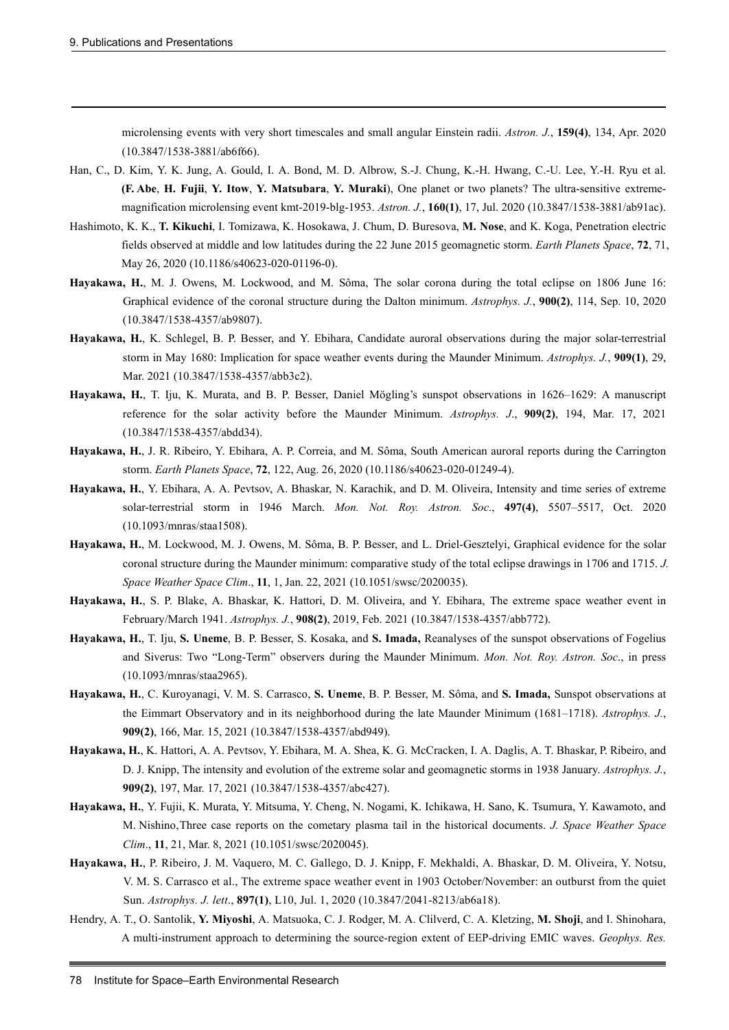microlensing events with very short timescales and small angular Einstein radii. *Astron. J.*, **159(4)**, 134, Apr. 2020 (10.3847/1538-3881/ab6f66).

Han, C., D. Kim, Y. K. Jung, A. Gould, I. A. Bond, M. D. Albrow, S.-J. Chung, K.-H. Hwang, C.-U. Lee, Y.-H. Ryu et al. **(F. Abe**, **H. Fujii**, **Y. Itow**, **Y. Matsubara**, **Y. Muraki**), One planet or two planets? The ultra-sensitive extreme-magnification microlensing event kmt-2019-blg-1953. *Astron. J.*, **160(1)**, 17, Jul. 2020 (10.3847/1538-3881/ab91ac).

Hashimoto, K. K., **T. Kikuchi**, I. Tomizawa, K. Hosokawa, J. Chum, D. Buresova, **M. Nose**, and K. Koga, Penetration electric fields observed at middle and low latitudes during the 22 June 2015 geomagnetic storm. *Earth Planets Space*, **72**, 71, May 26, 2020 (10.1186/s40623-020-01196-0).

**Hayakawa, H.**, M. J. Owens, M. Lockwood, and M. Sôma, The solar corona during the total eclipse on 1806 June 16: Graphical evidence of the coronal structure during the Dalton minimum. *Astrophys. J.*, **900(2)**, 114, Sep. 10, 2020 (10.3847/1538-4357/ab9807).

**Hayakawa, H.**, K. Schlegel, B. P. Besser, and Y. Ebihara, Candidate auroral observations during the major solar-terrestrial storm in May 1680: Implication for space weather events during the Maunder Minimum. *Astrophys. J.*, **909(1)**, 29, Mar. 2021 (10.3847/1538-4357/abb3c2).

**Hayakawa, H.**, T. Iju, K. Murata, and B. P. Besser, Daniel Mögling's sunspot observations in 1626–1629: A manuscript reference for the solar activity before the Maunder Minimum. *Astrophys. J.*, **909(2)**, 194, Mar. 17, 2021 (10.3847/1538-4357/abdd34).

**Hayakawa, H.**, J. R. Ribeiro, Y. Ebihara, A. P. Correia, and M. Sôma, South American auroral reports during the Carrington storm. *Earth Planets Space*, **72**, 122, Aug. 26, 2020 (10.1186/s40623-020-01249-4).

**Hayakawa, H.**, Y. Ebihara, A. A. Pevtsov, A. Bhaskar, N. Karachik, and D. M. Oliveira, Intensity and time series of extreme solar-terrestrial storm in 1946 March. *Mon. Not. Roy. Astron. Soc.*, **497(4)**, 5507–5517, Oct. 2020 (10.1093/mnras/staa1508).

**Hayakawa, H.**, M. Lockwood, M. J. Owens, M. Sôma, B. P. Besser, and L. Driel-Gesztelyi, Graphical evidence for the solar coronal structure during the Maunder minimum: comparative study of the total eclipse drawings in 1706 and 1715. *J. Space Weather Space Clim.*, **11**, 1, Jan. 22, 2021 (10.1051/swsc/2020035).

**Hayakawa, H.**, S. P. Blake, A. Bhaskar, K. Hattori, D. M. Oliveira, and Y. Ebihara, The extreme space weather event in February/March 1941. *Astrophys. J.*, **908(2)**, 2019, Feb. 2021 (10.3847/1538-4357/abb772).

**Hayakawa, H.**, T. Iju, **S. Uneme**, B. P. Besser, S. Kosaka, and **S. Imada,** Reanalyses of the sunspot observations of Fogelius and Siverus: Two "Long-Term" observers during the Maunder Minimum. *Mon. Not. Roy. Astron. Soc.*, in press (10.1093/mnras/staa2965).

**Hayakawa, H.**, C. Kuroyanagi, V. M. S. Carrasco, **S. Uneme**, B. P. Besser, M. Sôma, and **S. Imada,** Sunspot observations at the Eimmart Observatory and in its neighborhood during the late Maunder Minimum (1681–1718). *Astrophys. J.*, **909(2)**, 166, Mar. 15, 2021 (10.3847/1538-4357/abd949).

**Hayakawa, H.**, K. Hattori, A. A. Pevtsov, Y. Ebihara, M. A. Shea, K. G. McCracken, I. A. Daglis, A. T. Bhaskar, P. Ribeiro, and D. J. Knipp, The intensity and evolution of the extreme solar and geomagnetic storms in 1938 January. *Astrophys. J.*, **909(2)**, 197, Mar. 17, 2021 (10.3847/1538-4357/abc427).

**Hayakawa, H.**, Y. Fujii, K. Murata, Y. Mitsuma, Y. Cheng, N. Nogami, K. Ichikawa, H. Sano, K. Tsumura, Y. Kawamoto, and M. Nishino,Three case reports on the cometary plasma tail in the historical documents. *J. Space Weather Space Clim.*, **11**, 21, Mar. 8, 2021 (10.1051/swsc/2020045).

**Hayakawa, H.**, P. Ribeiro, J. M. Vaquero, M. C. Gallego, D. J. Knipp, F. Mekhaldi, A. Bhaskar, D. M. Oliveira, Y. Notsu, V. M. S. Carrasco et al., The extreme space weather event in 1903 October/November: an outburst from the quiet Sun. *Astrophys. J. lett.*, **897(1)**, L10, Jul. 1, 2020 (10.3847/2041-8213/ab6a18).

Hendry, A. T., O. Santolik, **Y. Miyoshi**, A. Matsuoka, C. J. Rodger, M. A. Clilverd, C. A. Kletzing, **M. Shoji**, and I. Shinohara, A multi-instrument approach to determining the source-region extent of EEP-driving EMIC waves. *Geophys. Res.*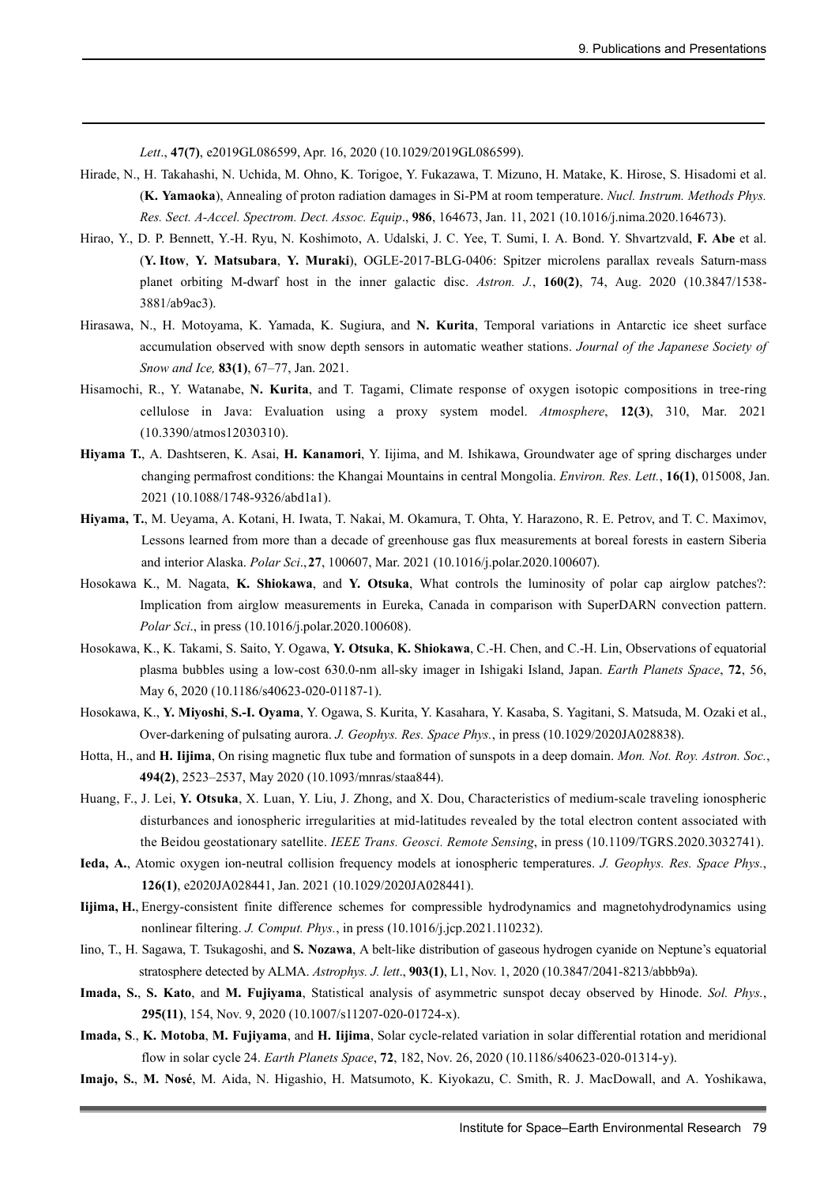*Lett*., **47(7)**, e2019GL086599, Apr. 16, 2020 (10.1029/2019GL086599).

Hirade, N., H. Takahashi, N. Uchida, M. Ohno, K. Torigoe, Y. Fukazawa, T. Mizuno, H. Matake, K. Hirose, S. Hisadomi et al. (**K. Yamaoka**), Annealing of proton radiation damages in Si-PM at room temperature. *Nucl. Instrum. Methods Phys. Res. Sect. A-Accel. Spectrom. Dect. Assoc. Equip*., **986**, 164673, Jan. 11, 2021 (10.1016/j.nima.2020.164673).

Hirao, Y., D. P. Bennett, Y.-H. Ryu, N. Koshimoto, A. Udalski, J. C. Yee, T. Sumi, I. A. Bond. Y. Shvartzvald, **F. Abe** et al. (**Y. Itow**, **Y. Matsubara**, **Y. Muraki**), OGLE-2017-BLG-0406: Spitzer microlens parallax reveals Saturn-mass planet orbiting M-dwarf host in the inner galactic disc. *Astron. J.*, **160(2)**, 74, Aug. 2020 (10.3847/1538-3881/ab9ac3).

Hirasawa, N., H. Motoyama, K. Yamada, K. Sugiura, and **N. Kurita**, Temporal variations in Antarctic ice sheet surface accumulation observed with snow depth sensors in automatic weather stations. *Journal of the Japanese Society of Snow and Ice,* **83(1)**, 67–77, Jan. 2021.

Hisamochi, R., Y. Watanabe, **N. Kurita**, and T. Tagami, Climate response of oxygen isotopic compositions in tree-ring cellulose in Java: Evaluation using a proxy system model. *Atmosphere*, **12(3)**, 310, Mar. 2021 (10.3390/atmos12030310).

**Hiyama T.**, A. Dashtseren, K. Asai, **H. Kanamori**, Y. Iijima, and M. Ishikawa, Groundwater age of spring discharges under changing permafrost conditions: the Khangai Mountains in central Mongolia. *Environ. Res. Lett.*, **16(1)**, 015008, Jan. 2021 (10.1088/1748-9326/abd1a1).

**Hiyama, T.**, M. Ueyama, A. Kotani, H. Iwata, T. Nakai, M. Okamura, T. Ohta, Y. Harazono, R. E. Petrov, and T. C. Maximov, Lessons learned from more than a decade of greenhouse gas flux measurements at boreal forests in eastern Siberia and interior Alaska. *Polar Sci*., **27**, 100607, Mar. 2021 (10.1016/j.polar.2020.100607).

Hosokawa K., M. Nagata, **K. Shiokawa**, and **Y. Otsuka**, What controls the luminosity of polar cap airglow patches?: Implication from airglow measurements in Eureka, Canada in comparison with SuperDARN convection pattern. *Polar Sci*., in press (10.1016/j.polar.2020.100608).

Hosokawa, K., K. Takami, S. Saito, Y. Ogawa, **Y. Otsuka**, **K. Shiokawa**, C.-H. Chen, and C.-H. Lin, Observations of equatorial plasma bubbles using a low-cost 630.0-nm all-sky imager in Ishigaki Island, Japan. *Earth Planets Space*, **72**, 56, May 6, 2020 (10.1186/s40623-020-01187-1).

Hosokawa, K., **Y. Miyoshi**, **S.-I. Oyama**, Y. Ogawa, S. Kurita, Y. Kasahara, Y. Kasaba, S. Yagitani, S. Matsuda, M. Ozaki et al., Over-darkening of pulsating aurora. *J. Geophys. Res. Space Phys.*, in press (10.1029/2020JA028838).

Hotta, H., and **H. Iijima**, On rising magnetic flux tube and formation of sunspots in a deep domain. *Mon. Not. Roy. Astron. Soc.*, **494(2)**, 2523–2537, May 2020 (10.1093/mnras/staa844).

Huang, F., J. Lei, **Y. Otsuka**, X. Luan, Y. Liu, J. Zhong, and X. Dou, Characteristics of medium-scale traveling ionospheric disturbances and ionospheric irregularities at mid-latitudes revealed by the total electron content associated with the Beidou geostationary satellite. *IEEE Trans. Geosci. Remote Sensing*, in press (10.1109/TGRS.2020.3032741).

**Ieda, A.**, Atomic oxygen ion-neutral collision frequency models at ionospheric temperatures. *J. Geophys. Res. Space Phys.*, **126(1)**, e2020JA028441, Jan. 2021 (10.1029/2020JA028441).

**Iijima, H.**, Energy-consistent finite difference schemes for compressible hydrodynamics and magnetohydrodynamics using nonlinear filtering. *J. Comput. Phys.*, in press (10.1016/j.jcp.2021.110232).

Iino, T., H. Sagawa, T. Tsukagoshi, and **S. Nozawa**, A belt-like distribution of gaseous hydrogen cyanide on Neptune's equatorial stratosphere detected by ALMA. *Astrophys. J. lett*., **903(1)**, L1, Nov. 1, 2020 (10.3847/2041-8213/abbb9a).

**Imada, S.**, **S. Kato**, and **M. Fujiyama**, Statistical analysis of asymmetric sunspot decay observed by Hinode. *Sol. Phys.*, **295(11)**, 154, Nov. 9, 2020 (10.1007/s11207-020-01724-x).

**Imada, S**., **K. Motoba**, **M. Fujiyama**, and **H. Iijima**, Solar cycle-related variation in solar differential rotation and meridional flow in solar cycle 24. *Earth Planets Space*, **72**, 182, Nov. 26, 2020 (10.1186/s40623-020-01314-y).

**Imajo, S.**, **M. Nosé**, M. Aida, N. Higashio, H. Matsumoto, K. Kiyokazu, C. Smith, R. J. MacDowall, and A. Yoshikawa,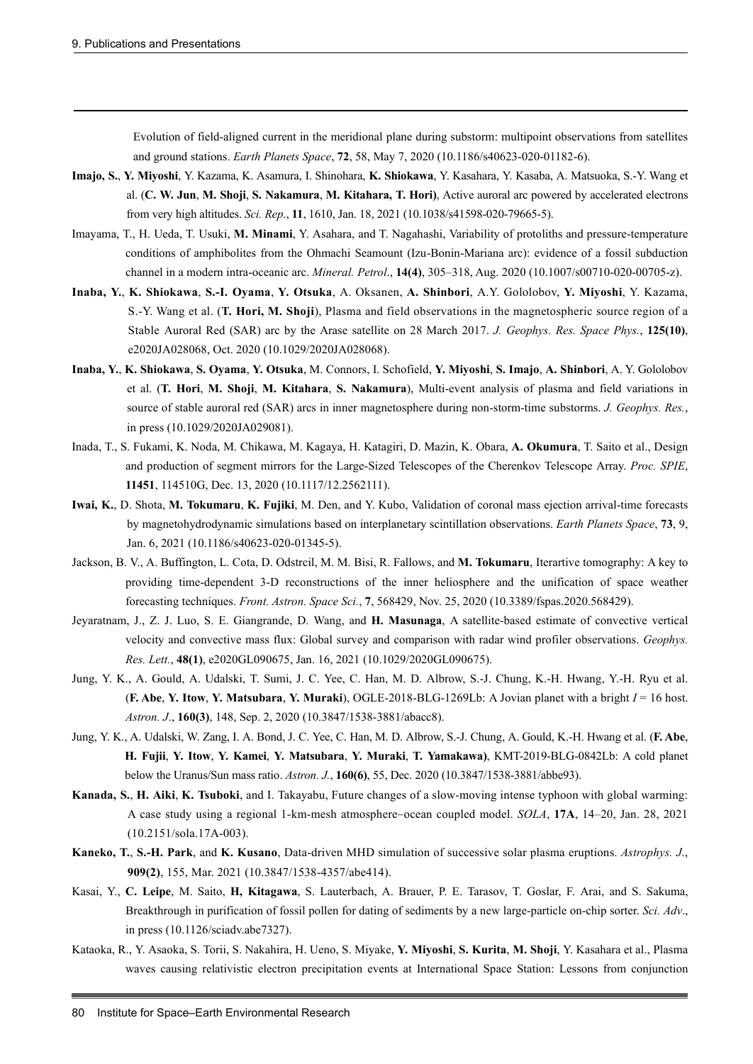Evolution of field-aligned current in the meridional plane during substorm: multipoint observations from satellites and ground stations. *Earth Planets Space*, **72**, 58, May 7, 2020 (10.1186/s40623-020-01182-6).

**Imajo, S.**, **Y. Miyoshi**, Y. Kazama, K. Asamura, I. Shinohara, **K. Shiokawa**, Y. Kasahara, Y. Kasaba, A. Matsuoka, S.-Y. Wang et al. (**C. W. Jun**, **M. Shoji**, **S. Nakamura**, **M. Kitahara, T. Hori)**, Active auroral arc powered by accelerated electrons from very high altitudes. *Sci. Rep*., **11**, 1610, Jan. 18, 2021 (10.1038/s41598-020-79665-5).

Imayama, T., H. Ueda, T. Usuki, **M. Minami**, Y. Asahara, and T. Nagahashi, Variability of protoliths and pressure-temperature conditions of amphibolites from the Ohmachi Seamount (Izu-Bonin-Mariana arc): evidence of a fossil subduction channel in a modern intra-oceanic arc. *Mineral. Petrol*., **14(4)**, 305–318, Aug. 2020 (10.1007/s00710-020-00705-z).

**Inaba, Y.**, **K. Shiokawa**, **S.-I. Oyama**, **Y. Otsuka**, A. Oksanen, **A. Shinbori**, A.Y. Gololobov, **Y. Miyoshi**, Y. Kazama, S.-Y. Wang et al. (**T. Hori, M. Shoji**), Plasma and field observations in the magnetospheric source region of a Stable Auroral Red (SAR) arc by the Arase satellite on 28 March 2017. *J. Geophys. Res. Space Phys.*, **125(10)**, e2020JA028068, Oct. 2020 (10.1029/2020JA028068).

**Inaba, Y.**, **K. Shiokawa**, **S. Oyama**, **Y. Otsuka**, M. Connors, I. Schofield, **Y. Miyoshi**, **S. Imajo**, **A. Shinbori**, A. Y. Gololobov et al. (**T. Hori**, **M. Shoji**, **M. Kitahara**, **S. Nakamura**), Multi-event analysis of plasma and field variations in source of stable auroral red (SAR) arcs in inner magnetosphere during non-storm-time substorms. *J. Geophys. Res.*, in press (10.1029/2020JA029081).

Inada, T., S. Fukami, K. Noda, M. Chikawa, M. Kagaya, H. Katagiri, D. Mazin, K. Obara, **A. Okumura**, T. Saito et al., Design and production of segment mirrors for the Large-Sized Telescopes of the Cherenkov Telescope Array. *Proc. SPIE*, **11451**, 114510G, Dec. 13, 2020 (10.1117/12.2562111).

**Iwai, K.**, D. Shota, **M. Tokumaru**, **K. Fujiki**, M. Den, and Y. Kubo, Validation of coronal mass ejection arrival-time forecasts by magnetohydrodynamic simulations based on interplanetary scintillation observations. *Earth Planets Space*, **73**, 9, Jan. 6, 2021 (10.1186/s40623-020-01345-5).

Jackson, B. V., A. Buffington, L. Cota, D. Odstrcil, M. M. Bisi, R. Fallows, and **M. Tokumaru**, Iterartive tomography: A key to providing time-dependent 3-D reconstructions of the inner heliosphere and the unification of space weather forecasting techniques. *Front. Astron. Space Sci.*, **7**, 568429, Nov. 25, 2020 (10.3389/fspas.2020.568429).

Jeyaratnam, J., Z. J. Luo, S. E. Giangrande, D. Wang, and **H. Masunaga**, A satellite-based estimate of convective vertical velocity and convective mass flux: Global survey and comparison with radar wind profiler observations. *Geophys. Res. Lett.*, **48(1)**, e2020GL090675, Jan. 16, 2021 (10.1029/2020GL090675).

Jung, Y. K., A. Gould, A. Udalski, T. Sumi, J. C. Yee, C. Han, M. D. Albrow, S.-J. Chung, K.-H. Hwang, Y.-H. Ryu et al. (**F. Abe**, **Y. Itow**, **Y. Matsubara**, **Y. Muraki**), OGLE-2018-BLG-1269Lb: A Jovian planet with a bright $I = 16$ host. *Astron. J*., **160(3)**, 148, Sep. 2, 2020 (10.3847/1538-3881/abacc8).

Jung, Y. K., A. Udalski, W. Zang, I. A. Bond, J. C. Yee, C. Han, M. D. Albrow, S.-J. Chung, A. Gould, K.-H. Hwang et al. (**F. Abe**, **H. Fujii**, **Y. Itow**, **Y. Kamei**, **Y. Matsubara**, **Y. Muraki**, **T. Yamakawa)**, KMT-2019-BLG-0842Lb: A cold planet below the Uranus/Sun mass ratio. *Astron. J.*, **160(6)**, 55, Dec. 2020 (10.3847/1538-3881/abbe93).

**Kanada, S.**, **H. Aiki**, **K. Tsuboki**, and I. Takayabu, Future changes of a slow-moving intense typhoon with global warming: A case study using a regional 1-km-mesh atmosphere–ocean coupled model. *SOLA*, **17A**, 14–20, Jan. 28, 2021 (10.2151/sola.17A-003).

**Kaneko, T.**, **S.-H. Park**, and **K. Kusano**, Data-driven MHD simulation of successive solar plasma eruptions. *Astrophys. J*., **909(2)**, 155, Mar. 2021 (10.3847/1538-4357/abe414).

Kasai, Y., **C. Leipe**, M. Saito, **H, Kitagawa**, S. Lauterbach, A. Brauer, P. E. Tarasov, T. Goslar, F. Arai, and S. Sakuma, Breakthrough in purification of fossil pollen for dating of sediments by a new large-particle on-chip sorter. *Sci. Adv*., in press (10.1126/sciadv.abe7327).

Kataoka, R., Y. Asaoka, S. Torii, S. Nakahira, H. Ueno, S. Miyake, **Y. Miyoshi**, **S. Kurita**, **M. Shoji**, Y. Kasahara et al., Plasma waves causing relativistic electron precipitation events at International Space Station: Lessons from conjunction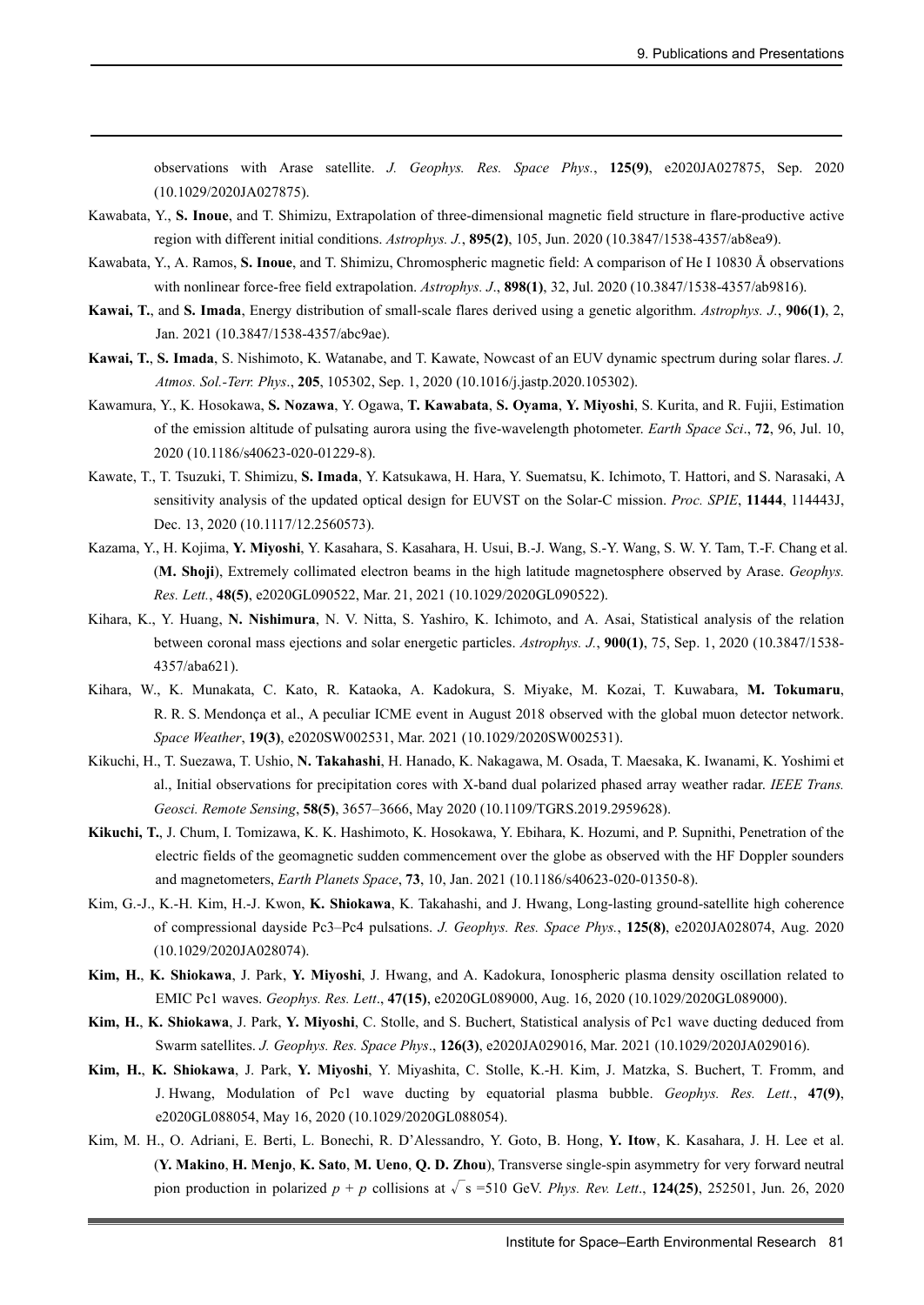observations with Arase satellite. *J. Geophys. Res. Space Phys.*, **125(9)**, e2020JA027875, Sep. 2020 (10.1029/2020JA027875).

Kawabata, Y., **S. Inoue**, and T. Shimizu, Extrapolation of three-dimensional magnetic field structure in flare-productive active region with different initial conditions. *Astrophys. J.*, **895(2)**, 105, Jun. 2020 (10.3847/1538-4357/ab8ea9).

Kawabata, Y., A. Ramos, **S. Inoue**, and T. Shimizu, Chromospheric magnetic field: A comparison of He I 10830 Å observations with nonlinear force-free field extrapolation. *Astrophys. J*., **898(1)**, 32, Jul. 2020 (10.3847/1538-4357/ab9816).

**Kawai, T.**, and **S. Imada**, Energy distribution of small-scale flares derived using a genetic algorithm. *Astrophys. J.*, **906(1)**, 2, Jan. 2021 (10.3847/1538-4357/abc9ae).

**Kawai, T.**, **S. Imada**, S. Nishimoto, K. Watanabe, and T. Kawate, Nowcast of an EUV dynamic spectrum during solar flares. *J. Atmos. Sol.-Terr. Phys*., **205**, 105302, Sep. 1, 2020 (10.1016/j.jastp.2020.105302).

Kawamura, Y., K. Hosokawa, **S. Nozawa**, Y. Ogawa, **T. Kawabata**, **S. Oyama**, **Y. Miyoshi**, S. Kurita, and R. Fujii, Estimation of the emission altitude of pulsating aurora using the five-wavelength photometer. *Earth Space Sci*., **72**, 96, Jul. 10, 2020 (10.1186/s40623-020-01229-8).

Kawate, T., T. Tsuzuki, T. Shimizu, **S. Imada**, Y. Katsukawa, H. Hara, Y. Suematsu, K. Ichimoto, T. Hattori, and S. Narasaki, A sensitivity analysis of the updated optical design for EUVST on the Solar-C mission. *Proc. SPIE*, **11444**, 114443J, Dec. 13, 2020 (10.1117/12.2560573).

Kazama, Y., H. Kojima, **Y. Miyoshi**, Y. Kasahara, S. Kasahara, H. Usui, B.-J. Wang, S.-Y. Wang, S. W. Y. Tam, T.-F. Chang et al. (**M. Shoji**), Extremely collimated electron beams in the high latitude magnetosphere observed by Arase. *Geophys. Res. Lett.*, **48(5)**, e2020GL090522, Mar. 21, 2021 (10.1029/2020GL090522).

Kihara, K., Y. Huang, **N. Nishimura**, N. V. Nitta, S. Yashiro, K. Ichimoto, and A. Asai, Statistical analysis of the relation between coronal mass ejections and solar energetic particles. *Astrophys. J.*, **900(1)**, 75, Sep. 1, 2020 (10.3847/1538-4357/aba621).

Kihara, W., K. Munakata, C. Kato, R. Kataoka, A. Kadokura, S. Miyake, M. Kozai, T. Kuwabara, **M. Tokumaru**, R. R. S. Mendonça et al., A peculiar ICME event in August 2018 observed with the global muon detector network. *Space Weather*, **19(3)**, e2020SW002531, Mar. 2021 (10.1029/2020SW002531).

Kikuchi, H., T. Suezawa, T. Ushio, **N. Takahashi**, H. Hanado, K. Nakagawa, M. Osada, T. Maesaka, K. Iwanami, K. Yoshimi et al., Initial observations for precipitation cores with X-band dual polarized phased array weather radar. *IEEE Trans. Geosci. Remote Sensing*, **58(5)**, 3657–3666, May 2020 (10.1109/TGRS.2019.2959628).

**Kikuchi, T.**, J. Chum, I. Tomizawa, K. K. Hashimoto, K. Hosokawa, Y. Ebihara, K. Hozumi, and P. Supnithi, Penetration of the electric fields of the geomagnetic sudden commencement over the globe as observed with the HF Doppler sounders and magnetometers, *Earth Planets Space*, **73**, 10, Jan. 2021 (10.1186/s40623-020-01350-8).

Kim, G.-J., K.-H. Kim, H.-J. Kwon, **K. Shiokawa**, K. Takahashi, and J. Hwang, Long-lasting ground-satellite high coherence of compressional dayside Pc3–Pc4 pulsations. *J. Geophys. Res. Space Phys.*, **125(8)**, e2020JA028074, Aug. 2020 (10.1029/2020JA028074).

**Kim, H.**, **K. Shiokawa**, J. Park, **Y. Miyoshi**, J. Hwang, and A. Kadokura, Ionospheric plasma density oscillation related to EMIC Pc1 waves. *Geophys. Res. Lett*., **47(15)**, e2020GL089000, Aug. 16, 2020 (10.1029/2020GL089000).

**Kim, H.**, **K. Shiokawa**, J. Park, **Y. Miyoshi**, C. Stolle, and S. Buchert, Statistical analysis of Pc1 wave ducting deduced from Swarm satellites. *J. Geophys. Res. Space Phys*., **126(3)**, e2020JA029016, Mar. 2021 (10.1029/2020JA029016).

**Kim, H.**, **K. Shiokawa**, J. Park, **Y. Miyoshi**, Y. Miyashita, C. Stolle, K.-H. Kim, J. Matzka, S. Buchert, T. Fromm, and J. Hwang, Modulation of Pc1 wave ducting by equatorial plasma bubble. *Geophys. Res. Lett.*, **47(9)**, e2020GL088054, May 16, 2020 (10.1029/2020GL088054).

Kim, M. H., O. Adriani, E. Berti, L. Bonechi, R. D'Alessandro, Y. Goto, B. Hong, **Y. Itow**, K. Kasahara, J. H. Lee et al. (**Y. Makino**, **H. Menjo**, **K. Sato**, **M. Ueno**, **Q. D. Zhou**), Transverse single-spin asymmetry for very forward neutral pion production in polarized $p + p$ collisions at $\sqrt{s} = 510$ GeV. *Phys. Rev. Lett*., **124(25)**, 252501, Jun. 26, 2020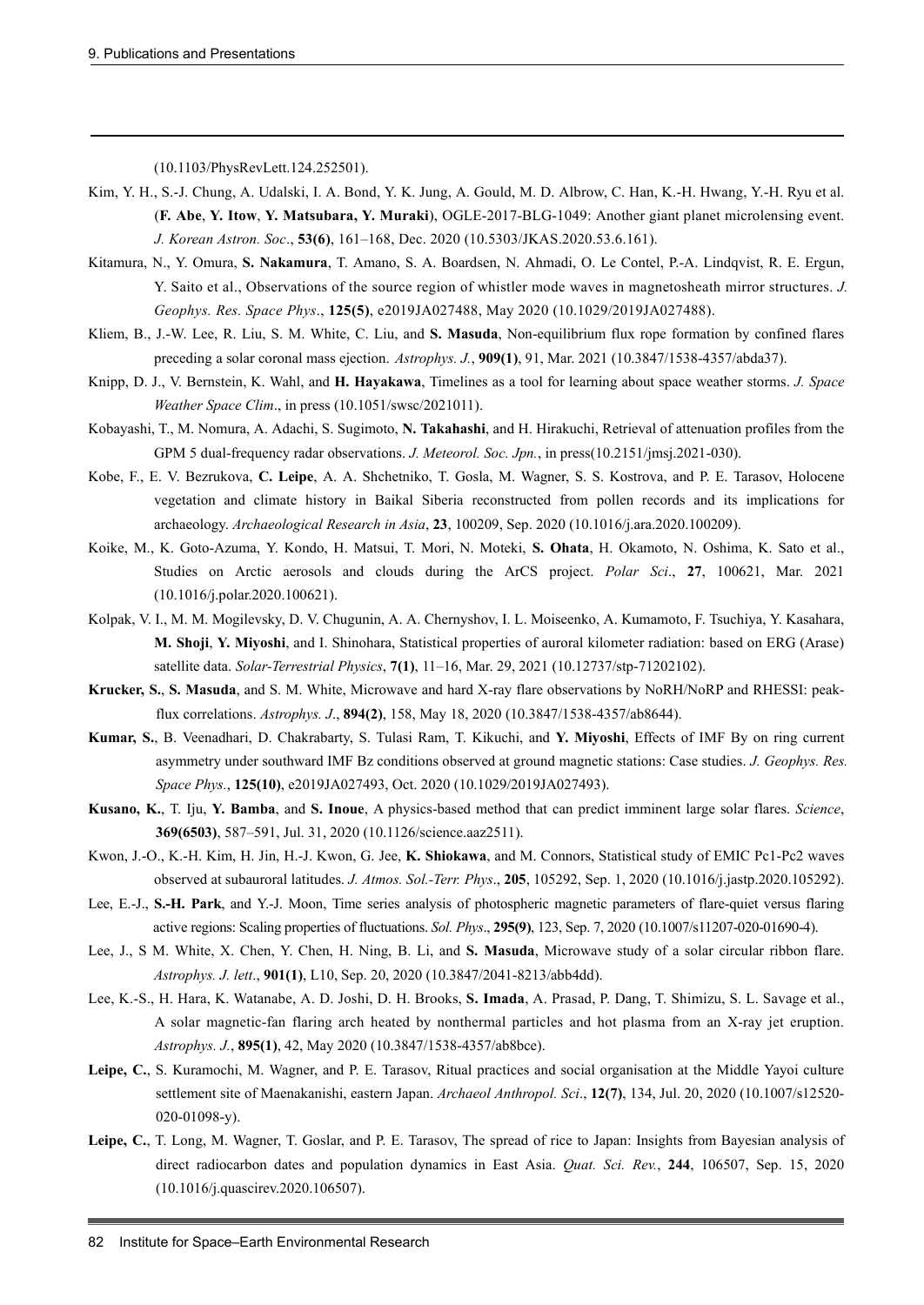(10.1103/PhysRevLett.124.252501).

Kim, Y. H., S.-J. Chung, A. Udalski, I. A. Bond, Y. K. Jung, A. Gould, M. D. Albrow, C. Han, K.-H. Hwang, Y.-H. Ryu et al. (**F. Abe**, **Y. Itow**, **Y. Matsubara, Y. Muraki**), OGLE-2017-BLG-1049: Another giant planet microlensing event. *J. Korean Astron. Soc*., **53(6)**, 161–168, Dec. 2020 (10.5303/JKAS.2020.53.6.161).

Kitamura, N., Y. Omura, **S. Nakamura**, T. Amano, S. A. Boardsen, N. Ahmadi, O. Le Contel, P.-A. Lindqvist, R. E. Ergun, Y. Saito et al., Observations of the source region of whistler mode waves in magnetosheath mirror structures. *J. Geophys. Res. Space Phys*., **125(5)**, e2019JA027488, May 2020 (10.1029/2019JA027488).

Kliem, B., J.-W. Lee, R. Liu, S. M. White, C. Liu, and **S. Masuda**, Non-equilibrium flux rope formation by confined flares preceding a solar coronal mass ejection. *Astrophys. J.*, **909(1)**, 91, Mar. 2021 (10.3847/1538-4357/abda37).

Knipp, D. J., V. Bernstein, K. Wahl, and **H. Hayakawa**, Timelines as a tool for learning about space weather storms. *J. Space Weather Space Clim*., in press (10.1051/swsc/2021011).

Kobayashi, T., M. Nomura, A. Adachi, S. Sugimoto, **N. Takahashi**, and H. Hirakuchi, Retrieval of attenuation profiles from the GPM 5 dual-frequency radar observations. *J. Meteorol. Soc. Jpn.*, in press(10.2151/jmsj.2021-030).

Kobe, F., E. V. Bezrukova, **C. Leipe**, A. A. Shchetniko, T. Gosla, M. Wagner, S. S. Kostrova, and P. E. Tarasov, Holocene vegetation and climate history in Baikal Siberia reconstructed from pollen records and its implications for archaeology. *Archaeological Research in Asia*, **23**, 100209, Sep. 2020 (10.1016/j.ara.2020.100209).

Koike, M., K. Goto-Azuma, Y. Kondo, H. Matsui, T. Mori, N. Moteki, **S. Ohata**, H. Okamoto, N. Oshima, K. Sato et al., Studies on Arctic aerosols and clouds during the ArCS project. *Polar Sci*., **27**, 100621, Mar. 2021 (10.1016/j.polar.2020.100621).

Kolpak, V. I., M. M. Mogilevsky, D. V. Chugunin, A. A. Chernyshov, I. L. Moiseenko, A. Kumamoto, F. Tsuchiya, Y. Kasahara, **M. Shoji**, **Y. Miyoshi**, and I. Shinohara, Statistical properties of auroral kilometer radiation: based on ERG (Arase) satellite data. *Solar-Terrestrial Physics*, **7(1)**, 11–16, Mar. 29, 2021 (10.12737/stp-71202102).

**Krucker, S.**, **S. Masuda**, and S. M. White, Microwave and hard X-ray flare observations by NoRH/NoRP and RHESSI: peak-flux correlations. *Astrophys. J*., **894(2)**, 158, May 18, 2020 (10.3847/1538-4357/ab8644).

**Kumar, S.**, B. Veenadhari, D. Chakrabarty, S. Tulasi Ram, T. Kikuchi, and **Y. Miyoshi**, Effects of IMF By on ring current asymmetry under southward IMF Bz conditions observed at ground magnetic stations: Case studies. *J. Geophys. Res. Space Phys.*, **125(10)**, e2019JA027493, Oct. 2020 (10.1029/2019JA027493).

**Kusano, K.**, T. Iju, **Y. Bamba**, and **S. Inoue**, A physics-based method that can predict imminent large solar flares. *Science*, **369(6503)**, 587–591, Jul. 31, 2020 (10.1126/science.aaz2511).

Kwon, J.-O., K.-H. Kim, H. Jin, H.-J. Kwon, G. Jee, **K. Shiokawa**, and M. Connors, Statistical study of EMIC Pc1-Pc2 waves observed at subauroral latitudes. *J. Atmos. Sol.-Terr. Phys*., **205**, 105292, Sep. 1, 2020 (10.1016/j.jastp.2020.105292).

Lee, E.-J., **S.-H. Park**, and Y.-J. Moon, Time series analysis of photospheric magnetic parameters of flare-quiet versus flaring active regions: Scaling properties of fluctuations. *Sol. Phys*., **295(9)**, 123, Sep. 7, 2020 (10.1007/s11207-020-01690-4).

Lee, J., S M. White, X. Chen, Y. Chen, H. Ning, B. Li, and **S. Masuda**, Microwave study of a solar circular ribbon flare. *Astrophys. J. lett*., **901(1)**, L10, Sep. 20, 2020 (10.3847/2041-8213/abb4dd).

Lee, K.-S., H. Hara, K. Watanabe, A. D. Joshi, D. H. Brooks, **S. Imada**, A. Prasad, P. Dang, T. Shimizu, S. L. Savage et al., A solar magnetic-fan flaring arch heated by nonthermal particles and hot plasma from an X-ray jet eruption. *Astrophys. J.*, **895(1)**, 42, May 2020 (10.3847/1538-4357/ab8bce).

**Leipe, C.**, S. Kuramochi, M. Wagner, and P. E. Tarasov, Ritual practices and social organisation at the Middle Yayoi culture settlement site of Maenakanishi, eastern Japan. *Archaeol Anthropol. Sci*., **12(7)**, 134, Jul. 20, 2020 (10.1007/s12520-020-01098-y).

**Leipe, C.**, T. Long, M. Wagner, T. Goslar, and P. E. Tarasov, The spread of rice to Japan: Insights from Bayesian analysis of direct radiocarbon dates and population dynamics in East Asia. *Quat. Sci. Rev.*, **244**, 106507, Sep. 15, 2020 (10.1016/j.quascirev.2020.106507).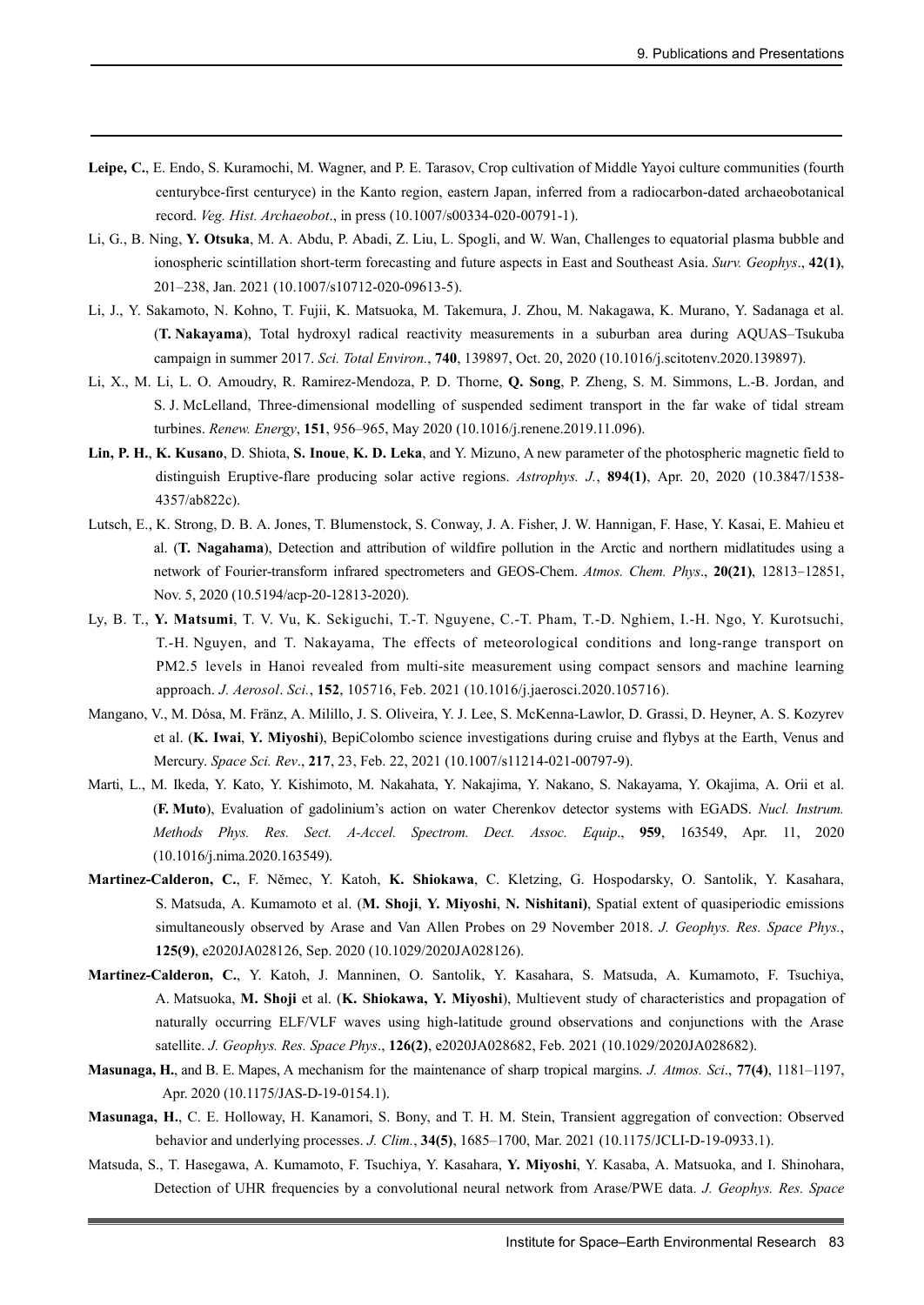**Leipe, C.**, E. Endo, S. Kuramochi, M. Wagner, and P. E. Tarasov, Crop cultivation of Middle Yayoi culture communities (fourth centurybce-first centuryce) in the Kanto region, eastern Japan, inferred from a radiocarbon-dated archaeobotanical record. *Veg. Hist. Archaeobot*., in press (10.1007/s00334-020-00791-1).

Li, G., B. Ning, **Y. Otsuka**, M. A. Abdu, P. Abadi, Z. Liu, L. Spogli, and W. Wan, Challenges to equatorial plasma bubble and ionospheric scintillation short-term forecasting and future aspects in East and Southeast Asia. *Surv. Geophys*., **42(1)**, 201–238, Jan. 2021 (10.1007/s10712-020-09613-5).

Li, J., Y. Sakamoto, N. Kohno, T. Fujii, K. Matsuoka, M. Takemura, J. Zhou, M. Nakagawa, K. Murano, Y. Sadanaga et al. (**T. Nakayama**), Total hydroxyl radical reactivity measurements in a suburban area during AQUAS–Tsukuba campaign in summer 2017. *Sci. Total Environ.*, **740**, 139897, Oct. 20, 2020 (10.1016/j.scitotenv.2020.139897).

Li, X., M. Li, L. O. Amoudry, R. Ramirez-Mendoza, P. D. Thorne, **Q. Song**, P. Zheng, S. M. Simmons, L.-B. Jordan, and S. J. McLelland, Three-dimensional modelling of suspended sediment transport in the far wake of tidal stream turbines. *Renew. Energy*, **151**, 956–965, May 2020 (10.1016/j.renene.2019.11.096).

**Lin, P. H.**, **K. Kusano**, D. Shiota, **S. Inoue**, **K. D. Leka**, and Y. Mizuno, A new parameter of the photospheric magnetic field to distinguish Eruptive-flare producing solar active regions. *Astrophys. J.*, **894(1)**, Apr. 20, 2020 (10.3847/1538-4357/ab822c).

Lutsch, E., K. Strong, D. B. A. Jones, T. Blumenstock, S. Conway, J. A. Fisher, J. W. Hannigan, F. Hase, Y. Kasai, E. Mahieu et al. (**T. Nagahama**), Detection and attribution of wildfire pollution in the Arctic and northern midlatitudes using a network of Fourier-transform infrared spectrometers and GEOS-Chem. *Atmos. Chem. Phys*., **20(21)**, 12813–12851, Nov. 5, 2020 (10.5194/acp-20-12813-2020).

Ly, B. T., **Y. Matsumi**, T. V. Vu, K. Sekiguchi, T.-T. Nguyene, C.-T. Pham, T.-D. Nghiem, I.-H. Ngo, Y. Kurotsuchi, T.-H. Nguyen, and T. Nakayama, The effects of meteorological conditions and long-range transport on PM2.5 levels in Hanoi revealed from multi-site measurement using compact sensors and machine learning approach. *J. Aerosol*. *Sci.*, **152**, 105716, Feb. 2021 (10.1016/j.jaerosci.2020.105716).

Mangano, V., M. Dósa, M. Fränz, A. Milillo, J. S. Oliveira, Y. J. Lee, S. McKenna-Lawlor, D. Grassi, D. Heyner, A. S. Kozyrev et al. (**K. Iwai**, **Y. Miyoshi**), BepiColombo science investigations during cruise and flybys at the Earth, Venus and Mercury. *Space Sci. Rev*., **217**, 23, Feb. 22, 2021 (10.1007/s11214-021-00797-9).

Marti, L., M. Ikeda, Y. Kato, Y. Kishimoto, M. Nakahata, Y. Nakajima, Y. Nakano, S. Nakayama, Y. Okajima, A. Orii et al. (**F. Muto**), Evaluation of gadolinium's action on water Cherenkov detector systems with EGADS. *Nucl. Instrum. Methods Phys. Res. Sect. A-Accel. Spectrom. Dect. Assoc. Equip*., **959**, 163549, Apr. 11, 2020 (10.1016/j.nima.2020.163549).

**Martinez-Calderon, C.**, F. Němec, Y. Katoh, **K. Shiokawa**, C. Kletzing, G. Hospodarsky, O. Santolik, Y. Kasahara, S. Matsuda, A. Kumamoto et al. (**M. Shoji**, **Y. Miyoshi**, **N. Nishitani)**, Spatial extent of quasiperiodic emissions simultaneously observed by Arase and Van Allen Probes on 29 November 2018. *J. Geophys. Res. Space Phys.*, **125(9)**, e2020JA028126, Sep. 2020 (10.1029/2020JA028126).

**Martinez-Calderon, C.**, Y. Katoh, J. Manninen, O. Santolik, Y. Kasahara, S. Matsuda, A. Kumamoto, F. Tsuchiya, A. Matsuoka, **M. Shoji** et al. (**K. Shiokawa, Y. Miyoshi**), Multievent study of characteristics and propagation of naturally occurring ELF/VLF waves using high-latitude ground observations and conjunctions with the Arase satellite. *J. Geophys. Res. Space Phys*., **126(2)**, e2020JA028682, Feb. 2021 (10.1029/2020JA028682).

**Masunaga, H.**, and B. E. Mapes, A mechanism for the maintenance of sharp tropical margins. *J. Atmos. Sci*., **77(4)**, 1181–1197, Apr. 2020 (10.1175/JAS-D-19-0154.1).

**Masunaga, H.**, C. E. Holloway, H. Kanamori, S. Bony, and T. H. M. Stein, Transient aggregation of convection: Observed behavior and underlying processes. *J. Clim.*, **34(5)**, 1685–1700, Mar. 2021 (10.1175/JCLI-D-19-0933.1).

Matsuda, S., T. Hasegawa, A. Kumamoto, F. Tsuchiya, Y. Kasahara, **Y. Miyoshi**, Y. Kasaba, A. Matsuoka, and I. Shinohara, Detection of UHR frequencies by a convolutional neural network from Arase/PWE data. *J. Geophys. Res. Space*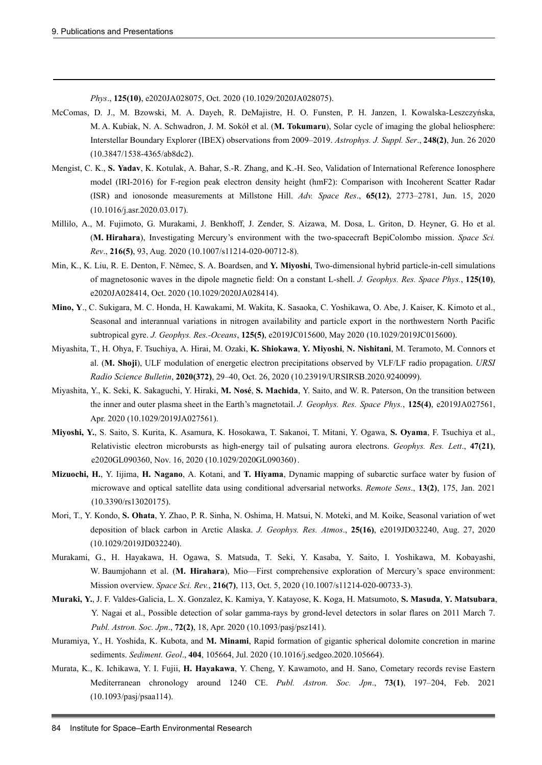*Phys*., **125(10)**, e2020JA028075, Oct. 2020 (10.1029/2020JA028075).

McComas, D. J., M. Bzowski, M. A. Dayeh, R. DeMajistre, H. O. Funsten, P. H. Janzen, I. Kowalska-Leszczyńska, M. A. Kubiak, N. A. Schwadron, J. M. Sokół et al. (**M. Tokumaru**), Solar cycle of imaging the global heliosphere: Interstellar Boundary Explorer (IBEX) observations from 2009–2019. *Astrophys. J. Suppl. Ser*., **248(2)**, Jun. 26 2020 (10.3847/1538-4365/ab8dc2).

Mengist, C. K., **S. Yadav**, K. Kotulak, A. Bahar, S.-R. Zhang, and K.-H. Seo, Validation of International Reference Ionosphere model (IRI-2016) for F-region peak electron density height (hmF2): Comparison with Incoherent Scatter Radar (ISR) and ionosonde measurements at Millstone Hill. *Adv. Space Res*., **65(12)**, 2773–2781, Jun. 15, 2020 (10.1016/j.asr.2020.03.017).

Millilo, A., M. Fujimoto, G. Murakami, J. Benkhoff, J. Zender, S. Aizawa, M. Dosa, L. Griton, D. Heyner, G. Ho et al. (**M. Hirahara**), Investigating Mercury's environment with the two-spacecraft BepiColombo mission. *Space Sci. Rev*., **216(5)**, 93, Aug. 2020 (10.1007/s11214-020-00712-8).

Min, K., K. Liu, R. E. Denton, F. Němec, S. A. Boardsen, and **Y. Miyoshi**, Two-dimensional hybrid particle-in-cell simulations of magnetosonic waves in the dipole magnetic field: On a constant L-shell. *J. Geophys. Res. Space Phys.*, **125(10)**, e2020JA028414, Oct. 2020 (10.1029/2020JA028414).

**Mino, Y**., C. Sukigara, M. C. Honda, H. Kawakami, M. Wakita, K. Sasaoka, C. Yoshikawa, O. Abe, J. Kaiser, K. Kimoto et al., Seasonal and interannual variations in nitrogen availability and particle export in the northwestern North Pacific subtropical gyre. *J. Geophys. Res.-Oceans*, **125(5)**, e2019JC015600, May 2020 (10.1029/2019JC015600).

Miyashita, T., H. Ohya, F. Tsuchiya, A. Hirai, M. Ozaki, **K. Shiokawa**, **Y. Miyoshi**, **N. Nishitani**, M. Teramoto, M. Connors et al. (**M. Shoji**), ULF modulation of energetic electron precipitations observed by VLF/LF radio propagation. *URSI Radio Science Bulletin*, **2020(372)**, 29–40, Oct. 26, 2020 (10.23919/URSIRSB.2020.9240099).

Miyashita, Y., K. Seki, K. Sakaguchi, Y. Hiraki, **M. Nosé**, **S. Machida**, Y. Saito, and W. R. Paterson, On the transition between the inner and outer plasma sheet in the Earth's magnetotail. *J. Geophys. Res. Space Phys.*, **125(4)**, e2019JA027561, Apr. 2020 (10.1029/2019JA027561).

**Miyoshi, Y.**, S. Saito, S. Kurita, K. Asamura, K. Hosokawa, T. Sakanoi, T. Mitani, Y. Ogawa, **S. Oyama**, F. Tsuchiya et al., Relativistic electron microbursts as high-energy tail of pulsating aurora electrons. *Geophys. Res. Lett*., **47(21)**, e2020GL090360, Nov. 16, 2020 (10.1029/2020GL090360).

**Mizuochi, H.**, Y. Iijima, **H. Nagano**, A. Kotani, and **T. Hiyama**, Dynamic mapping of subarctic surface water by fusion of microwave and optical satellite data using conditional adversarial networks. *Remote Sens*., **13(2)**, 175, Jan. 2021 (10.3390/rs13020175).

Mori, T., Y. Kondo, **S. Ohata**, Y. Zhao, P. R. Sinha, N. Oshima, H. Matsui, N. Moteki, and M. Koike, Seasonal variation of wet deposition of black carbon in Arctic Alaska. *J. Geophys. Res. Atmos*., **25(16)**, e2019JD032240, Aug. 27, 2020 (10.1029/2019JD032240).

Murakami, G., H. Hayakawa, H. Ogawa, S. Matsuda, T. Seki, Y. Kasaba, Y. Saito, I. Yoshikawa, M. Kobayashi, W. Baumjohann et al. (**M. Hirahara**), Mio—First comprehensive exploration of Mercury's space environment: Mission overview. *Space Sci. Rev.*, **216(7)**, 113, Oct. 5, 2020 (10.1007/s11214-020-00733-3).

**Muraki, Y.**, J. F. Valdes-Galicia, L. X. Gonzalez, K. Kamiya, Y. Katayose, K. Koga, H. Matsumoto, **S. Masuda**, **Y. Matsubara**, Y. Nagai et al., Possible detection of solar gamma-rays by grond-level detectors in solar flares on 2011 March 7. *Publ. Astron. Soc. Jpn*., **72(2)**, 18, Apr. 2020 (10.1093/pasj/psz141).

Muramiya, Y., H. Yoshida, K. Kubota, and **M. Minami**, Rapid formation of gigantic spherical dolomite concretion in marine sediments. *Sediment. Geol*., **404**, 105664, Jul. 2020 (10.1016/j.sedgeo.2020.105664).

Murata, K., K. Ichikawa, Y. I. Fujii, **H. Hayakawa**, Y. Cheng, Y. Kawamoto, and H. Sano, Cometary records revise Eastern Mediterranean chronology around 1240 CE. *Publ. Astron. Soc. Jpn*., **73(1)**, 197–204, Feb. 2021 (10.1093/pasj/psaa114).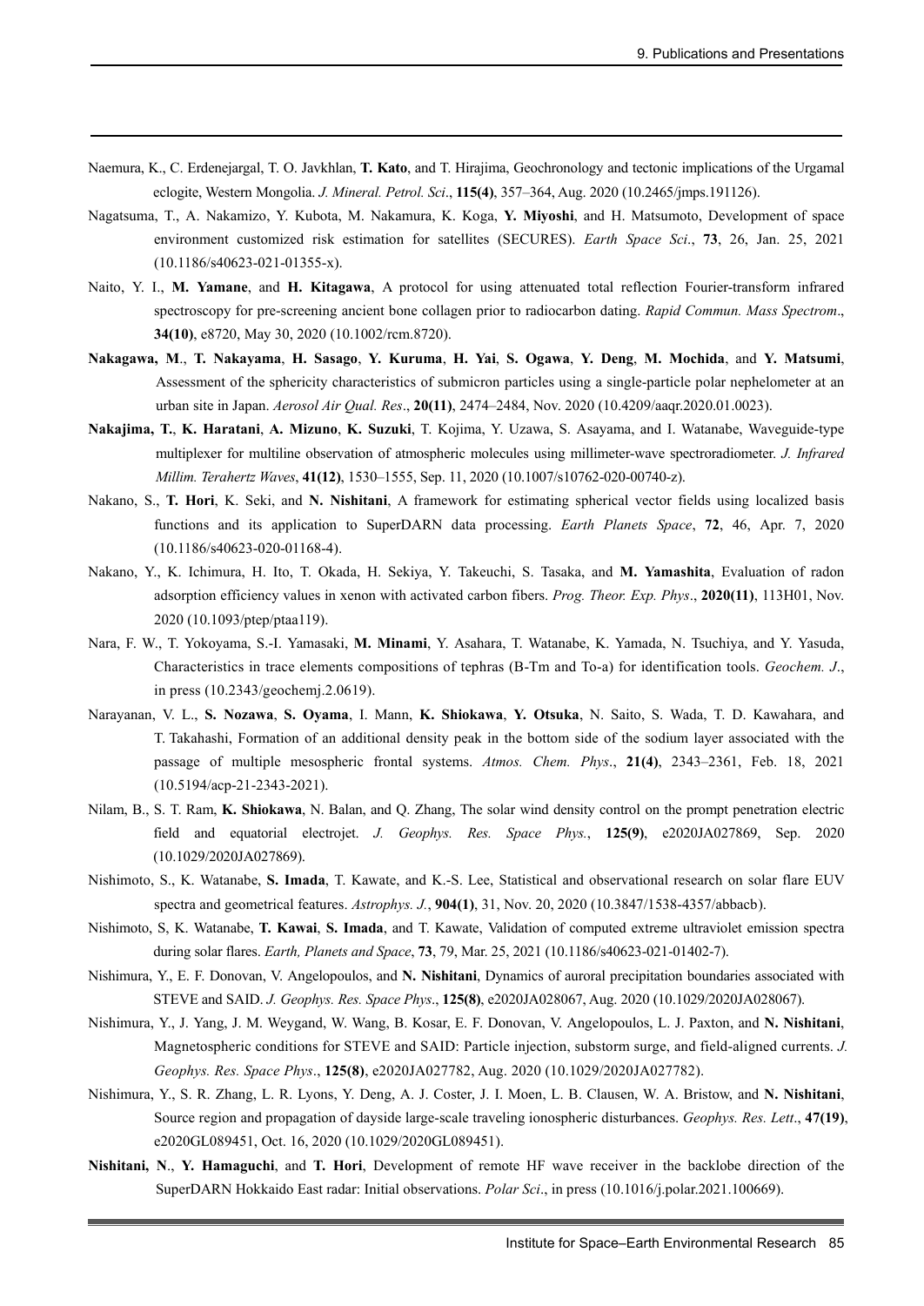Naemura, K., C. Erdenejargal, T. O. Javkhlan, **T. Kato**, and T. Hirajima, Geochronology and tectonic implications of the Urgamal eclogite, Western Mongolia. *J. Mineral. Petrol. Sci*., **115(4)**, 357–364, Aug. 2020 (10.2465/jmps.191126).

Nagatsuma, T., A. Nakamizo, Y. Kubota, M. Nakamura, K. Koga, **Y. Miyoshi**, and H. Matsumoto, Development of space environment customized risk estimation for satellites (SECURES). *Earth Space Sci*., **73**, 26, Jan. 25, 2021 (10.1186/s40623-021-01355-x).

Naito, Y. I., **M. Yamane**, and **H. Kitagawa**, A protocol for using attenuated total reflection Fourier-transform infrared spectroscopy for pre-screening ancient bone collagen prior to radiocarbon dating. *Rapid Commun. Mass Spectrom*., **34(10)**, e8720, May 30, 2020 (10.1002/rcm.8720).

**Nakagawa, M**., **T. Nakayama**, **H. Sasago**, **Y. Kuruma**, **H. Yai**, **S. Ogawa**, **Y. Deng**, **M. Mochida**, and **Y. Matsumi**, Assessment of the sphericity characteristics of submicron particles using a single-particle polar nephelometer at an urban site in Japan. *Aerosol Air Qual. Res*., **20(11)**, 2474–2484, Nov. 2020 (10.4209/aaqr.2020.01.0023).

**Nakajima, T.**, **K. Haratani**, **A. Mizuno**, **K. Suzuki**, T. Kojima, Y. Uzawa, S. Asayama, and I. Watanabe, Waveguide-type multiplexer for multiline observation of atmospheric molecules using millimeter-wave spectroradiometer. *J. Infrared Millim. Terahertz Waves*, **41(12)**, 1530–1555, Sep. 11, 2020 (10.1007/s10762-020-00740-z).

Nakano, S., **T. Hori**, K. Seki, and **N. Nishitani**, A framework for estimating spherical vector fields using localized basis functions and its application to SuperDARN data processing. *Earth Planets Space*, **72**, 46, Apr. 7, 2020 (10.1186/s40623-020-01168-4).

Nakano, Y., K. Ichimura, H. Ito, T. Okada, H. Sekiya, Y. Takeuchi, S. Tasaka, and **M. Yamashita**, Evaluation of radon adsorption efficiency values in xenon with activated carbon fibers. *Prog. Theor. Exp. Phys*., **2020(11)**, 113H01, Nov. 2020 (10.1093/ptep/ptaa119).

Nara, F. W., T. Yokoyama, S.-I. Yamasaki, **M. Minami**, Y. Asahara, T. Watanabe, K. Yamada, N. Tsuchiya, and Y. Yasuda, Characteristics in trace elements compositions of tephras (B-Tm and To-a) for identification tools. *Geochem. J*., in press (10.2343/geochemj.2.0619).

Narayanan, V. L., **S. Nozawa**, **S. Oyama**, I. Mann, **K. Shiokawa**, **Y. Otsuka**, N. Saito, S. Wada, T. D. Kawahara, and T. Takahashi, Formation of an additional density peak in the bottom side of the sodium layer associated with the passage of multiple mesospheric frontal systems. *Atmos. Chem. Phys*., **21(4)**, 2343–2361, Feb. 18, 2021 (10.5194/acp-21-2343-2021).

Nilam, B., S. T. Ram, **K. Shiokawa**, N. Balan, and Q. Zhang, The solar wind density control on the prompt penetration electric field and equatorial electrojet. *J. Geophys. Res. Space Phys.*, **125(9)**, e2020JA027869, Sep. 2020 (10.1029/2020JA027869).

Nishimoto, S., K. Watanabe, **S. Imada**, T. Kawate, and K.-S. Lee, Statistical and observational research on solar flare EUV spectra and geometrical features. *Astrophys. J.*, **904(1)**, 31, Nov. 20, 2020 (10.3847/1538-4357/abbacb).

Nishimoto, S, K. Watanabe, **T. Kawai**, **S. Imada**, and T. Kawate, Validation of computed extreme ultraviolet emission spectra during solar flares. *Earth, Planets and Space*, **73**, 79, Mar. 25, 2021 (10.1186/s40623-021-01402-7).

Nishimura, Y., E. F. Donovan, V. Angelopoulos, and **N. Nishitani**, Dynamics of auroral precipitation boundaries associated with STEVE and SAID. *J. Geophys. Res. Space Phys*., **125(8)**, e2020JA028067, Aug. 2020 (10.1029/2020JA028067).

Nishimura, Y., J. Yang, J. M. Weygand, W. Wang, B. Kosar, E. F. Donovan, V. Angelopoulos, L. J. Paxton, and **N. Nishitani**, Magnetospheric conditions for STEVE and SAID: Particle injection, substorm surge, and field-aligned currents. *J. Geophys. Res. Space Phys*., **125(8)**, e2020JA027782, Aug. 2020 (10.1029/2020JA027782).

Nishimura, Y., S. R. Zhang, L. R. Lyons, Y. Deng, A. J. Coster, J. I. Moen, L. B. Clausen, W. A. Bristow, and **N. Nishitani**, Source region and propagation of dayside large-scale traveling ionospheric disturbances. *Geophys. Res. Lett*., **47(19)**, e2020GL089451, Oct. 16, 2020 (10.1029/2020GL089451).

**Nishitani, N**., **Y. Hamaguchi**, and **T. Hori**, Development of remote HF wave receiver in the backlobe direction of the SuperDARN Hokkaido East radar: Initial observations. *Polar Sci*., in press (10.1016/j.polar.2021.100669).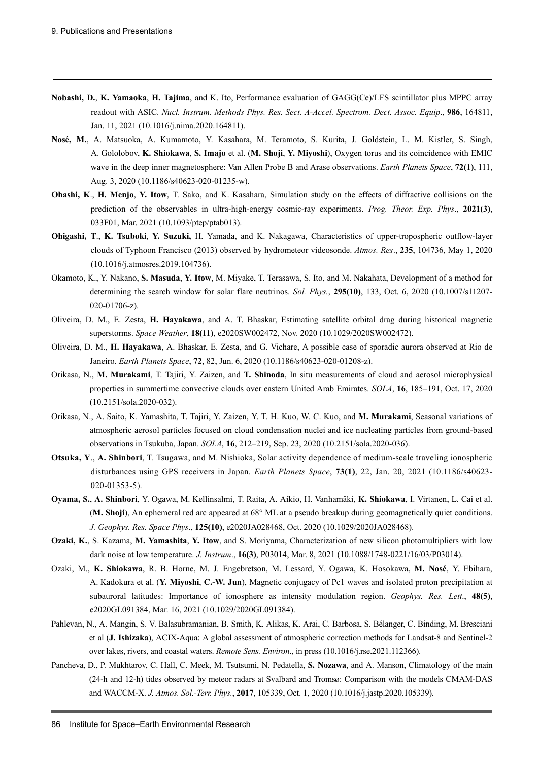**Nobashi, D.**, **K. Yamaoka**, **H. Tajima**, and K. Ito, Performance evaluation of GAGG(Ce)/LFS scintillator plus MPPC array readout with ASIC. *Nucl. Instrum. Methods Phys. Res. Sect. A-Accel. Spectrom. Dect. Assoc. Equip*., **986**, 164811, Jan. 11, 2021 (10.1016/j.nima.2020.164811).

**Nosé, M.**, A. Matsuoka, A. Kumamoto, Y. Kasahara, M. Teramoto, S. Kurita, J. Goldstein, L. M. Kistler, S. Singh, A. Gololobov, **K. Shiokawa**, **S. Imajo** et al. (**M. Shoji**, **Y. Miyoshi**), Oxygen torus and its coincidence with EMIC wave in the deep inner magnetosphere: Van Allen Probe B and Arase observations. *Earth Planets Space*, **72(1)**, 111, Aug. 3, 2020 (10.1186/s40623-020-01235-w).

**Ohashi, K**., **H. Menjo**, **Y. Itow**, T. Sako, and K. Kasahara, Simulation study on the effects of diffractive collisions on the prediction of the observables in ultra-high-energy cosmic-ray experiments. *Prog. Theor. Exp. Phys*., **2021(3)**, 033F01, Mar. 2021 (10.1093/ptep/ptab013).

**Ohigashi, T**., **K. Tsuboki**, **Y. Suzuki,** H. Yamada, and K. Nakagawa, Characteristics of upper-tropospheric outflow-layer clouds of Typhoon Francisco (2013) observed by hydrometeor videosonde. *Atmos. Res*., **235**, 104736, May 1, 2020 (10.1016/j.atmosres.2019.104736).

Okamoto, K., Y. Nakano, **S. Masuda**, **Y. Itow**, M. Miyake, T. Terasawa, S. Ito, and M. Nakahata, Development of a method for determining the search window for solar flare neutrinos. *Sol. Phys.*, **295(10)**, 133, Oct. 6, 2020 (10.1007/s11207-020-01706-z).

Oliveira, D. M., E. Zesta, **H. Hayakawa**, and A. T. Bhaskar, Estimating satellite orbital drag during historical magnetic superstorms. *Space Weather*, **18(11)**, e2020SW002472, Nov. 2020 (10.1029/2020SW002472).

Oliveira, D. M., **H. Hayakawa**, A. Bhaskar, E. Zesta, and G. Vichare, A possible case of sporadic aurora observed at Rio de Janeiro. *Earth Planets Space*, **72**, 82, Jun. 6, 2020 (10.1186/s40623-020-01208-z).

Orikasa, N., **M. Murakami**, T. Tajiri, Y. Zaizen, and **T. Shinoda**, In situ measurements of cloud and aerosol microphysical properties in summertime convective clouds over eastern United Arab Emirates. *SOLA*, **16**, 185–191, Oct. 17, 2020 (10.2151/sola.2020-032).

Orikasa, N., A. Saito, K. Yamashita, T. Tajiri, Y. Zaizen, Y. T. H. Kuo, W. C. Kuo, and **M. Murakami**, Seasonal variations of atmospheric aerosol particles focused on cloud condensation nuclei and ice nucleating particles from ground-based observations in Tsukuba, Japan. *SOLA*, **16**, 212–219, Sep. 23, 2020 (10.2151/sola.2020-036).

**Otsuka, Y**., **A. Shinbori**, T. Tsugawa, and M. Nishioka, Solar activity dependence of medium-scale traveling ionospheric disturbances using GPS receivers in Japan. *Earth Planets Space*, **73(1)**, 22, Jan. 20, 2021 (10.1186/s40623-020-01353-5).

**Oyama, S.**, **A. Shinbori**, Y. Ogawa, M. Kellinsalmi, T. Raita, A. Aikio, H. Vanhamäki, **K. Shiokawa**, I. Virtanen, L. Cai et al. (**M. Shoji**), An ephemeral red arc appeared at 68° ML at a pseudo breakup during geomagnetically quiet conditions. *J. Geophys. Res. Space Phys*., **125(10)**, e2020JA028468, Oct. 2020 (10.1029/2020JA028468).

**Ozaki, K.**, S. Kazama, **M. Yamashita**, **Y. Itow**, and S. Moriyama, Characterization of new silicon photomultipliers with low dark noise at low temperature. *J. Instrum*., **16(3)**, P03014, Mar. 8, 2021 (10.1088/1748-0221/16/03/P03014).

Ozaki, M., **K. Shiokawa**, R. B. Horne, M. J. Engebretson, M. Lessard, Y. Ogawa, K. Hosokawa, **M. Nosé**, Y. Ebihara, A. Kadokura et al. (**Y. Miyoshi**, **C.-W. Jun**), Magnetic conjugacy of Pc1 waves and isolated proton precipitation at subauroral latitudes: Importance of ionosphere as intensity modulation region. *Geophys. Res. Lett*., **48(5)**, e2020GL091384, Mar. 16, 2021 (10.1029/2020GL091384).

Pahlevan, N., A. Mangin, S. V. Balasubramanian, B. Smith, K. Alikas, K. Arai, C. Barbosa, S. Bélanger, C. Binding, M. Bresciani et al (**J. Ishizaka**), ACIX-Aqua: A global assessment of atmospheric correction methods for Landsat-8 and Sentinel-2 over lakes, rivers, and coastal waters. *Remote Sens. Environ*., in press (10.1016/j.rse.2021.112366).

Pancheva, D., P. Mukhtarov, C. Hall, C. Meek, M. Tsutsumi, N. Pedatella, **S. Nozawa**, and A. Manson, Climatology of the main (24-h and 12-h) tides observed by meteor radars at Svalbard and Tromsø: Comparison with the models CMAM-DAS and WACCM-X. *J. Atmos. Sol.-Terr. Phys.*, **2017**, 105339, Oct. 1, 2020 (10.1016/j.jastp.2020.105339).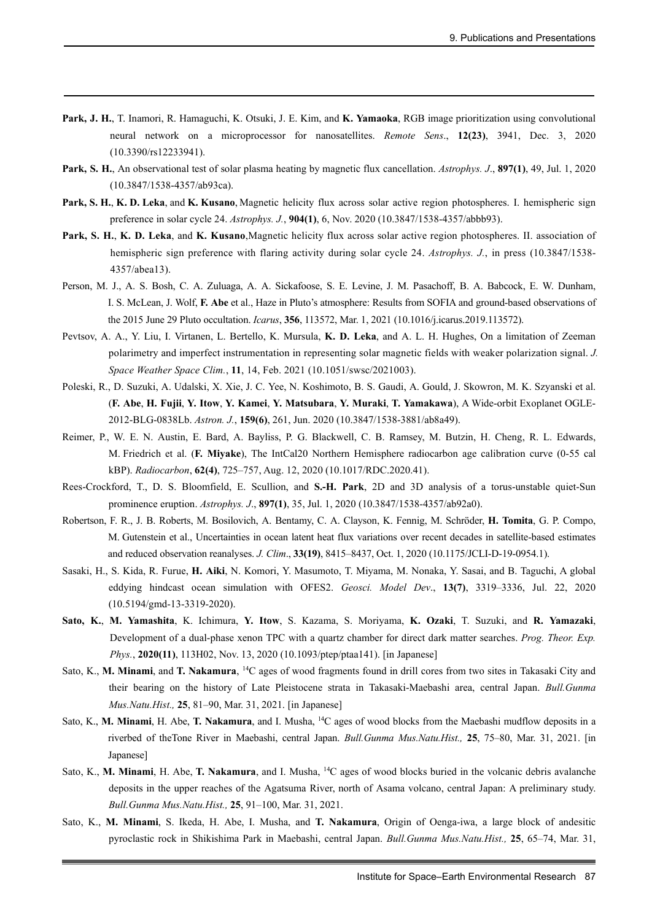**Park, J. H.**, T. Inamori, R. Hamaguchi, K. Otsuki, J. E. Kim, and **K. Yamaoka**, RGB image prioritization using convolutional neural network on a microprocessor for nanosatellites. *Remote Sens*., **12(23)**, 3941, Dec. 3, 2020 (10.3390/rs12233941).

**Park, S. H.**, An observational test of solar plasma heating by magnetic flux cancellation. *Astrophys. J*., **897(1)**, 49, Jul. 1, 2020 (10.3847/1538-4357/ab93ca).

**Park, S. H.**, **K. D. Leka**, and **K. Kusano**, Magnetic helicity flux across solar active region photospheres. I. hemispheric sign preference in solar cycle 24. *Astrophys. J.*, **904(1)**, 6, Nov. 2020 (10.3847/1538-4357/abbb93).

**Park, S. H.**, **K. D. Leka**, and **K. Kusano**,Magnetic helicity flux across solar active region photospheres. II. association of hemispheric sign preference with flaring activity during solar cycle 24. *Astrophys. J*., in press (10.3847/1538-4357/abea13).

Person, M. J., A. S. Bosh, C. A. Zuluaga, A. A. Sickafoose, S. E. Levine, J. M. Pasachoff, B. A. Babcock, E. W. Dunham, I. S. McLean, J. Wolf, **F. Abe** et al., Haze in Pluto's atmosphere: Results from SOFIA and ground-based observations of the 2015 June 29 Pluto occultation. *Icarus*, **356**, 113572, Mar. 1, 2021 (10.1016/j.icarus.2019.113572).

Pevtsov, A. A., Y. Liu, I. Virtanen, L. Bertello, K. Mursula, **K. D. Leka**, and A. L. H. Hughes, On a limitation of Zeeman polarimetry and imperfect instrumentation in representing solar magnetic fields with weaker polarization signal. *J. Space Weather Space Clim.*, **11**, 14, Feb. 2021 (10.1051/swsc/2021003).

Poleski, R., D. Suzuki, A. Udalski, X. Xie, J. C. Yee, N. Koshimoto, B. S. Gaudi, A. Gould, J. Skowron, M. K. Szyanski et al. (**F. Abe**, **H. Fujii**, **Y. Itow**, **Y. Kamei**, **Y. Matsubara**, **Y. Muraki**, **T. Yamakawa**), A Wide-orbit Exoplanet OGLE-2012-BLG-0838Lb. *Astron. J.*, **159(6)**, 261, Jun. 2020 (10.3847/1538-3881/ab8a49).

Reimer, P., W. E. N. Austin, E. Bard, A. Bayliss, P. G. Blackwell, C. B. Ramsey, M. Butzin, H. Cheng, R. L. Edwards, M. Friedrich et al. (**F. Miyake**), The IntCal20 Northern Hemisphere radiocarbon age calibration curve (0-55 cal kBP). *Radiocarbon*, **62(4)**, 725–757, Aug. 12, 2020 (10.1017/RDC.2020.41).

Rees-Crockford, T., D. S. Bloomfield, E. Scullion, and **S.-H. Park**, 2D and 3D analysis of a torus-unstable quiet-Sun prominence eruption. *Astrophys. J*., **897(1)**, 35, Jul. 1, 2020 (10.3847/1538-4357/ab92a0).

Robertson, F. R., J. B. Roberts, M. Bosilovich, A. Bentamy, C. A. Clayson, K. Fennig, M. Schröder, **H. Tomita**, G. P. Compo, M. Gutenstein et al., Uncertainties in ocean latent heat flux variations over recent decades in satellite-based estimates and reduced observation reanalyses. *J. Clim*., **33(19)**, 8415–8437, Oct. 1, 2020 (10.1175/JCLI-D-19-0954.1).

Sasaki, H., S. Kida, R. Furue, **H. Aiki**, N. Komori, Y. Masumoto, T. Miyama, M. Nonaka, Y. Sasai, and B. Taguchi, A global eddying hindcast ocean simulation with OFES2. *Geosci. Model Dev*., **13(7)**, 3319–3336, Jul. 22, 2020 (10.5194/gmd-13-3319-2020).

**Sato, K.**, **M. Yamashita**, K. Ichimura, **Y. Itow**, S. Kazama, S. Moriyama, **K. Ozaki**, T. Suzuki, and **R. Yamazaki**, Development of a dual-phase xenon TPC with a quartz chamber for direct dark matter searches. *Prog. Theor. Exp. Phys.*, **2020(11)**, 113H02, Nov. 13, 2020 (10.1093/ptep/ptaa141). [in Japanese]

Sato, K., **M. Minami**, and **T. Nakamura**, $^{14}$C ages of wood fragments found in drill cores from two sites in Takasaki City and their bearing on the history of Late Pleistocene strata in Takasaki-Maebashi area, central Japan. *Bull.Gunma Mus.Natu.Hist.,* **25**, 81–90, Mar. 31, 2021. [in Japanese]

Sato, K., **M. Minami**, H. Abe, **T. Nakamura**, and I. Musha, $^{14}$C ages of wood blocks from the Maebashi mudflow deposits in a riverbed of theTone River in Maebashi, central Japan. *Bull.Gunma Mus.Natu.Hist.,* **25**, 75–80, Mar. 31, 2021. [in Japanese]

Sato, K., **M. Minami**, H. Abe, **T. Nakamura**, and I. Musha, $^{14}$C ages of wood blocks buried in the volcanic debris avalanche deposits in the upper reaches of the Agatsuma River, north of Asama volcano, central Japan: A preliminary study. *Bull.Gunma Mus.Natu.Hist.,* **25**, 91–100, Mar. 31, 2021.

Sato, K., **M. Minami**, S. Ikeda, H. Abe, I. Musha, and **T. Nakamura**, Origin of Oenga-iwa, a large block of andesitic pyroclastic rock in Shikishima Park in Maebashi, central Japan. *Bull.Gunma Mus.Natu.Hist.,* **25**, 65–74, Mar. 31,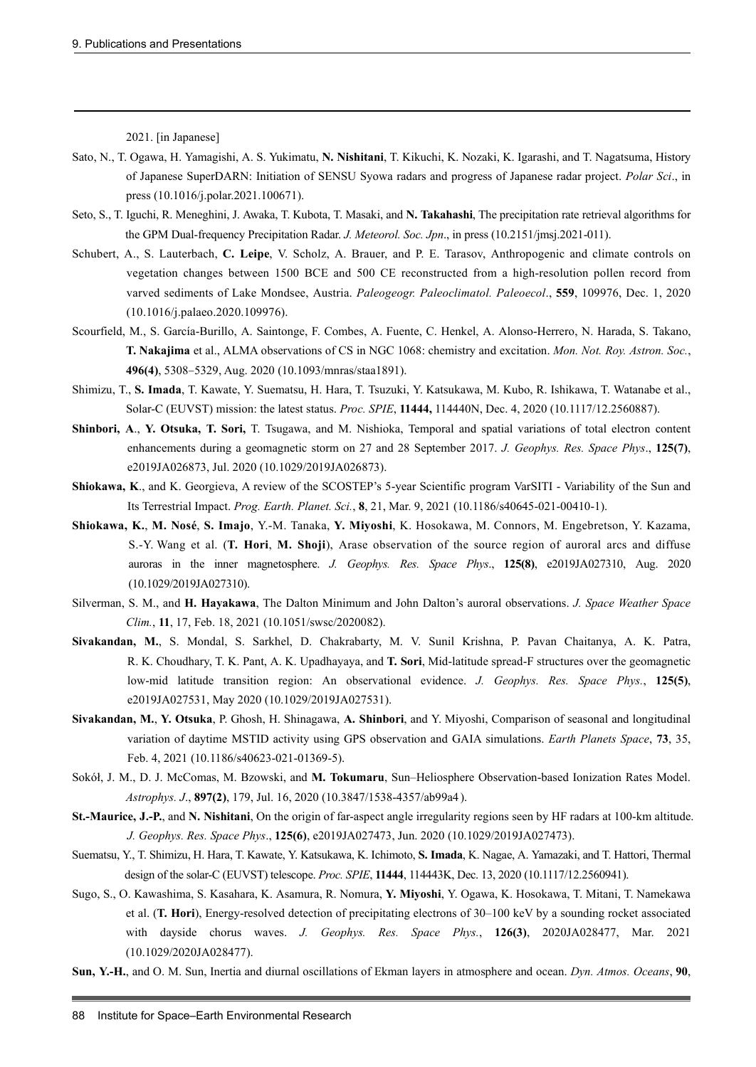2021. [in Japanese]

Sato, N., T. Ogawa, H. Yamagishi, A. S. Yukimatu, **N. Nishitani**, T. Kikuchi, K. Nozaki, K. Igarashi, and T. Nagatsuma, History of Japanese SuperDARN: Initiation of SENSU Syowa radars and progress of Japanese radar project. *Polar Sci*., in press (10.1016/j.polar.2021.100671).

Seto, S., T. Iguchi, R. Meneghini, J. Awaka, T. Kubota, T. Masaki, and **N. Takahashi**, The precipitation rate retrieval algorithms for the GPM Dual-frequency Precipitation Radar. *J. Meteorol. Soc. Jpn*., in press (10.2151/jmsj.2021-011).

Schubert, A., S. Lauterbach, **C. Leipe**, V. Scholz, A. Brauer, and P. E. Tarasov, Anthropogenic and climate controls on vegetation changes between 1500 BCE and 500 CE reconstructed from a high-resolution pollen record from varved sediments of Lake Mondsee, Austria. *Paleogeogr. Paleoclimatol. Paleoecol*., **559**, 109976, Dec. 1, 2020 (10.1016/j.palaeo.2020.109976).

Scourfield, M., S. García-Burillo, A. Saintonge, F. Combes, A. Fuente, C. Henkel, A. Alonso-Herrero, N. Harada, S. Takano, **T. Nakajima** et al., ALMA observations of CS in NGC 1068: chemistry and excitation. *Mon. Not. Roy. Astron. Soc.*, **496(4)**, 5308–5329, Aug. 2020 (10.1093/mnras/staa1891).

Shimizu, T., **S. Imada**, T. Kawate, Y. Suematsu, H. Hara, T. Tsuzuki, Y. Katsukawa, M. Kubo, R. Ishikawa, T. Watanabe et al., Solar-C (EUVST) mission: the latest status. *Proc. SPIE*, **11444,** 114440N, Dec. 4, 2020 (10.1117/12.2560887).

**Shinbori, A**., **Y. Otsuka, T. Sori,** T. Tsugawa, and M. Nishioka, Temporal and spatial variations of total electron content enhancements during a geomagnetic storm on 27 and 28 September 2017. *J. Geophys. Res. Space Phys*., **125(7)**, e2019JA026873, Jul. 2020 (10.1029/2019JA026873).

**Shiokawa, K**., and K. Georgieva, A review of the SCOSTEP's 5-year Scientific program VarSITI - Variability of the Sun and Its Terrestrial Impact. *Prog. Earth. Planet. Sci.*, **8**, 21, Mar. 9, 2021 (10.1186/s40645-021-00410-1).

**Shiokawa, K.**, **M. Nosé**, **S. Imajo**, Y.-M. Tanaka, **Y. Miyoshi**, K. Hosokawa, M. Connors, M. Engebretson, Y. Kazama, S.-Y. Wang et al. (**T. Hori**, **M. Shoji**), Arase observation of the source region of auroral arcs and diffuse auroras in the inner magnetosphere. *J. Geophys. Res. Space Phys*., **125(8)**, e2019JA027310, Aug. 2020 (10.1029/2019JA027310).

Silverman, S. M., and **H. Hayakawa**, The Dalton Minimum and John Dalton's auroral observations. *J. Space Weather Space Clim.*, **11**, 17, Feb. 18, 2021 (10.1051/swsc/2020082).

**Sivakandan, M.**, S. Mondal, S. Sarkhel, D. Chakrabarty, M. V. Sunil Krishna, P. Pavan Chaitanya, A. K. Patra, R. K. Choudhary, T. K. Pant, A. K. Upadhayaya, and **T. Sori**, Mid-latitude spread-F structures over the geomagnetic low-mid latitude transition region: An observational evidence. *J. Geophys. Res. Space Phys.*, **125(5)**, e2019JA027531, May 2020 (10.1029/2019JA027531).

**Sivakandan, M.**, **Y. Otsuka**, P. Ghosh, H. Shinagawa, **A. Shinbori**, and Y. Miyoshi, Comparison of seasonal and longitudinal variation of daytime MSTID activity using GPS observation and GAIA simulations. *Earth Planets Space*, **73**, 35, Feb. 4, 2021 (10.1186/s40623-021-01369-5).

Sokół, J. M., D. J. McComas, M. Bzowski, and **M. Tokumaru**, Sun–Heliosphere Observation-based Ionization Rates Model. *Astrophys. J*., **897(2)**, 179, Jul. 16, 2020 (10.3847/1538-4357/ab99a4 ).

**St.-Maurice, J.-P.**, and **N. Nishitani**, On the origin of far-aspect angle irregularity regions seen by HF radars at 100-km altitude. *J. Geophys. Res. Space Phys*., **125(6)**, e2019JA027473, Jun. 2020 (10.1029/2019JA027473).

Suematsu, Y., T. Shimizu, H. Hara, T. Kawate, Y. Katsukawa, K. Ichimoto, **S. Imada**, K. Nagae, A. Yamazaki, and T. Hattori, Thermal design of the solar-C (EUVST) telescope. *Proc. SPIE*, **11444**, 114443K, Dec. 13, 2020 (10.1117/12.2560941).

Sugo, S., O. Kawashima, S. Kasahara, K. Asamura, R. Nomura, **Y. Miyoshi**, Y. Ogawa, K. Hosokawa, T. Mitani, T. Namekawa et al. (**T. Hori**), Energy-resolved detection of precipitating electrons of 30–100 keV by a sounding rocket associated with dayside chorus waves. *J. Geophys. Res. Space Phys.*, **126(3)**, 2020JA028477, Mar. 2021 (10.1029/2020JA028477).

**Sun, Y.-H.**, and O. M. Sun, Inertia and diurnal oscillations of Ekman layers in atmosphere and ocean. *Dyn. Atmos. Oceans*, **90**,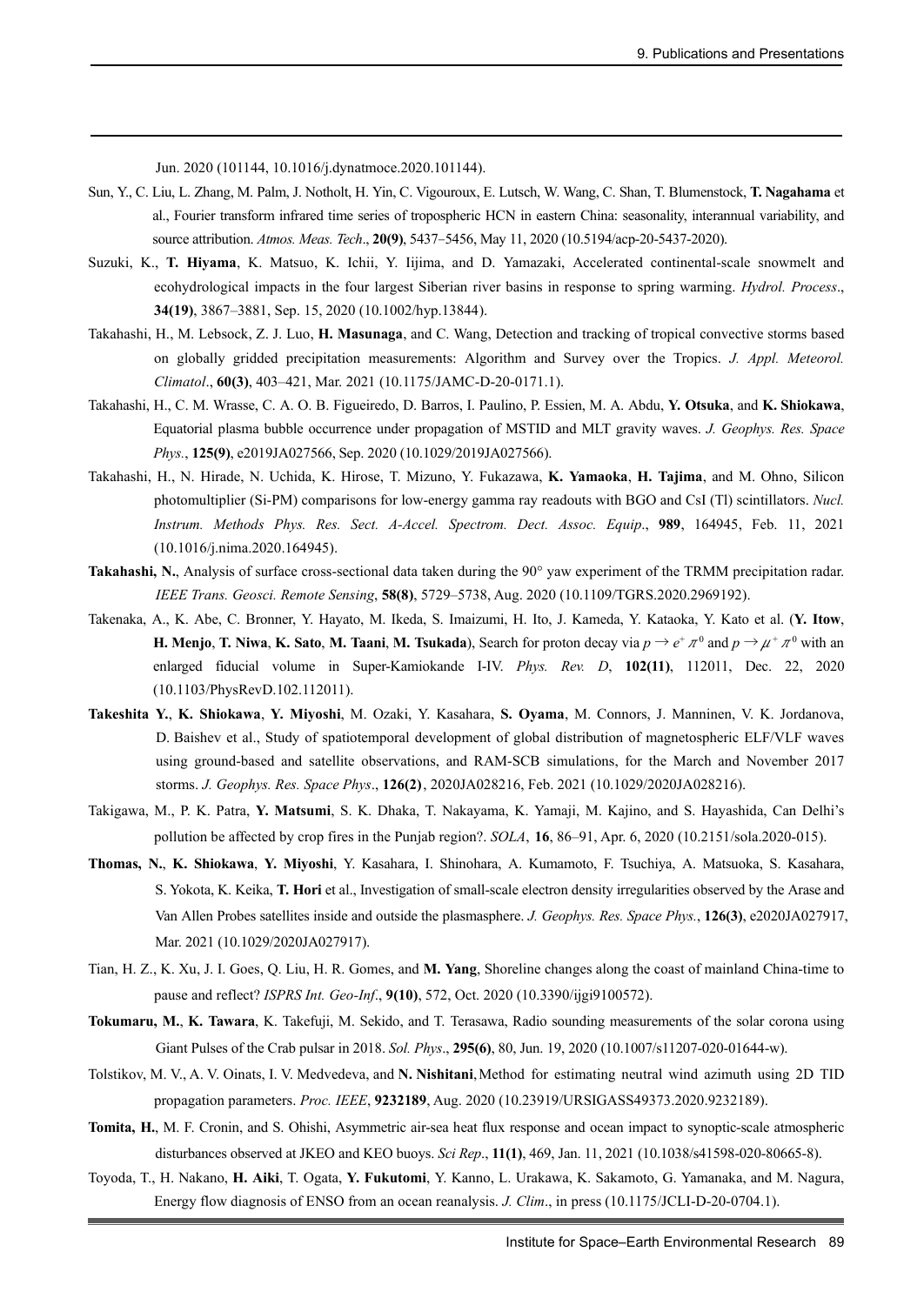Jun. 2020 (101144, 10.1016/j.dynatmoce.2020.101144).

Sun, Y., C. Liu, L. Zhang, M. Palm, J. Notholt, H. Yin, C. Vigouroux, E. Lutsch, W. Wang, C. Shan, T. Blumenstock, **T. Nagahama** et al., Fourier transform infrared time series of tropospheric HCN in eastern China: seasonality, interannual variability, and source attribution. *Atmos. Meas. Tech*., **20(9)**, 5437–5456, May 11, 2020 (10.5194/acp-20-5437-2020).

Suzuki, K., **T. Hiyama**, K. Matsuo, K. Ichii, Y. Iijima, and D. Yamazaki, Accelerated continental-scale snowmelt and ecohydrological impacts in the four largest Siberian river basins in response to spring warming. *Hydrol. Process*., **34(19)**, 3867–3881, Sep. 15, 2020 (10.1002/hyp.13844).

Takahashi, H., M. Lebsock, Z. J. Luo, **H. Masunaga**, and C. Wang, Detection and tracking of tropical convective storms based on globally gridded precipitation measurements: Algorithm and Survey over the Tropics. *J. Appl. Meteorol. Climatol*., **60(3)**, 403–421, Mar. 2021 (10.1175/JAMC-D-20-0171.1).

Takahashi, H., C. M. Wrasse, C. A. O. B. Figueiredo, D. Barros, I. Paulino, P. Essien, M. A. Abdu, **Y. Otsuka**, and **K. Shiokawa**, Equatorial plasma bubble occurrence under propagation of MSTID and MLT gravity waves. *J. Geophys. Res. Space Phys.*, **125(9)**, e2019JA027566, Sep. 2020 (10.1029/2019JA027566).

Takahashi, H., N. Hirade, N. Uchida, K. Hirose, T. Mizuno, Y. Fukazawa, **K. Yamaoka**, **H. Tajima**, and M. Ohno, Silicon photomultiplier (Si-PM) comparisons for low-energy gamma ray readouts with BGO and CsI (Tl) scintillators. *Nucl. Instrum. Methods Phys. Res. Sect. A-Accel. Spectrom. Dect. Assoc. Equip*., **989**, 164945, Feb. 11, 2021 (10.1016/j.nima.2020.164945).

**Takahashi, N.**, Analysis of surface cross-sectional data taken during the 90° yaw experiment of the TRMM precipitation radar. *IEEE Trans. Geosci. Remote Sensing*, **58(8)**, 5729–5738, Aug. 2020 (10.1109/TGRS.2020.2969192).

Takenaka, A., K. Abe, C. Bronner, Y. Hayato, M. Ikeda, S. Imaizumi, H. Ito, J. Kameda, Y. Kataoka, Y. Kato et al. (**Y. Itow**, **H. Menjo**, **T. Niwa**, **K. Sato**, **M. Taani**, **M. Tsukada**), Search for proton decay via $p \rightarrow e^{+} \pi^{0}$ and $p \rightarrow \mu^{+} \pi^{0}$ with an enlarged fiducial volume in Super-Kamiokande I-IV. *Phys. Rev. D*, **102(11)**, 112011, Dec. 22, 2020 (10.1103/PhysRevD.102.112011).

**Takeshita Y.**, **K. Shiokawa**, **Y. Miyoshi**, M. Ozaki, Y. Kasahara, **S. Oyama**, M. Connors, J. Manninen, V. K. Jordanova, D. Baishev et al., Study of spatiotemporal development of global distribution of magnetospheric ELF/VLF waves using ground-based and satellite observations, and RAM-SCB simulations, for the March and November 2017 storms. *J. Geophys. Res. Space Phys*., **126(2)**, 2020JA028216, Feb. 2021 (10.1029/2020JA028216).

Takigawa, M., P. K. Patra, **Y. Matsumi**, S. K. Dhaka, T. Nakayama, K. Yamaji, M. Kajino, and S. Hayashida, Can Delhi's pollution be affected by crop fires in the Punjab region?. *SOLA*, **16**, 86–91, Apr. 6, 2020 (10.2151/sola.2020-015).

**Thomas, N.**, **K. Shiokawa**, **Y. Miyoshi**, Y. Kasahara, I. Shinohara, A. Kumamoto, F. Tsuchiya, A. Matsuoka, S. Kasahara, S. Yokota, K. Keika, **T. Hori** et al., Investigation of small-scale electron density irregularities observed by the Arase and Van Allen Probes satellites inside and outside the plasmasphere. *J. Geophys. Res. Space Phys.*, **126(3)**, e2020JA027917, Mar. 2021 (10.1029/2020JA027917).

Tian, H. Z., K. Xu, J. I. Goes, Q. Liu, H. R. Gomes, and **M. Yang**, Shoreline changes along the coast of mainland China-time to pause and reflect? *ISPRS Int. Geo-Inf*., **9(10)**, 572, Oct. 2020 (10.3390/ijgi9100572).

**Tokumaru, M.**, **K. Tawara**, K. Takefuji, M. Sekido, and T. Terasawa, Radio sounding measurements of the solar corona using Giant Pulses of the Crab pulsar in 2018. *Sol. Phys*., **295(6)**, 80, Jun. 19, 2020 (10.1007/s11207-020-01644-w).

Tolstikov, M. V., A. V. Oinats, I. V. Medvedeva, and **N. Nishitani**, Method for estimating neutral wind azimuth using 2D TID propagation parameters. *Proc. IEEE*, **9232189**, Aug. 2020 (10.23919/URSIGASS49373.2020.9232189).

**Tomita, H.**, M. F. Cronin, and S. Ohishi, Asymmetric air-sea heat flux response and ocean impact to synoptic-scale atmospheric disturbances observed at JKEO and KEO buoys. *Sci Rep*., **11(1)**, 469, Jan. 11, 2021 (10.1038/s41598-020-80665-8).

Toyoda, T., H. Nakano, **H. Aiki**, T. Ogata, **Y. Fukutomi**, Y. Kanno, L. Urakawa, K. Sakamoto, G. Yamanaka, and M. Nagura, Energy flow diagnosis of ENSO from an ocean reanalysis. *J. Clim*., in press (10.1175/JCLI-D-20-0704.1).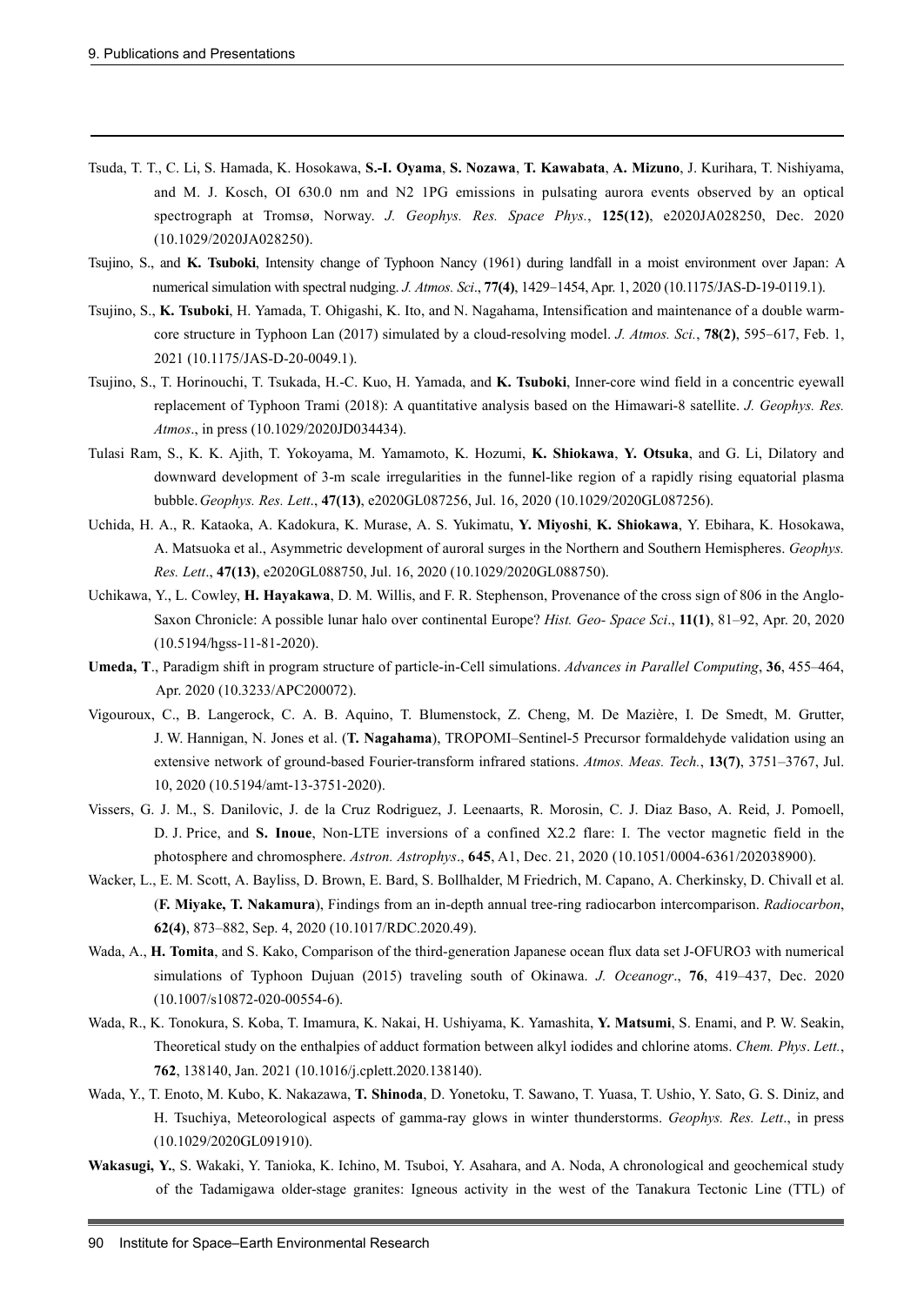Tsuda, T. T., C. Li, S. Hamada, K. Hosokawa, **S.-I. Oyama**, **S. Nozawa**, **T. Kawabata**, **A. Mizuno**, J. Kurihara, T. Nishiyama, and M. J. Kosch, OI 630.0 nm and N2 1PG emissions in pulsating aurora events observed by an optical spectrograph at Tromsø, Norway. *J. Geophys. Res. Space Phys.*, **125(12)**, e2020JA028250, Dec. 2020 (10.1029/2020JA028250).

Tsujino, S., and **K. Tsuboki**, Intensity change of Typhoon Nancy (1961) during landfall in a moist environment over Japan: A numerical simulation with spectral nudging. *J. Atmos. Sci*., **77(4)**, 1429–1454, Apr. 1, 2020 (10.1175/JAS-D-19-0119.1).

Tsujino, S., **K. Tsuboki**, H. Yamada, T. Ohigashi, K. Ito, and N. Nagahama, Intensification and maintenance of a double warm-core structure in Typhoon Lan (2017) simulated by a cloud-resolving model. *J. Atmos. Sci.*, **78(2)**, 595–617, Feb. 1, 2021 (10.1175/JAS-D-20-0049.1).

Tsujino, S., T. Horinouchi, T. Tsukada, H.-C. Kuo, H. Yamada, and **K. Tsuboki**, Inner-core wind field in a concentric eyewall replacement of Typhoon Trami (2018): A quantitative analysis based on the Himawari-8 satellite. *J. Geophys. Res. Atmos*., in press (10.1029/2020JD034434).

Tulasi Ram, S., K. K. Ajith, T. Yokoyama, M. Yamamoto, K. Hozumi, **K. Shiokawa**, **Y. Otsuka**, and G. Li, Dilatory and downward development of 3-m scale irregularities in the funnel-like region of a rapidly rising equatorial plasma bubble. *Geophys. Res. Lett.*, **47(13)**, e2020GL087256, Jul. 16, 2020 (10.1029/2020GL087256).

Uchida, H. A., R. Kataoka, A. Kadokura, K. Murase, A. S. Yukimatu, **Y. Miyoshi**, **K. Shiokawa**, Y. Ebihara, K. Hosokawa, A. Matsuoka et al., Asymmetric development of auroral surges in the Northern and Southern Hemispheres. *Geophys. Res. Lett*., **47(13)**, e2020GL088750, Jul. 16, 2020 (10.1029/2020GL088750).

Uchikawa, Y., L. Cowley, **H. Hayakawa**, D. M. Willis, and F. R. Stephenson, Provenance of the cross sign of 806 in the Anglo-Saxon Chronicle: A possible lunar halo over continental Europe? *Hist. Geo- Space Sci*., **11(1)**, 81–92, Apr. 20, 2020 (10.5194/hgss-11-81-2020).

**Umeda, T**., Paradigm shift in program structure of particle-in-Cell simulations. *Advances in Parallel Computing*, **36**, 455–464, Apr. 2020 (10.3233/APC200072).

Vigouroux, C., B. Langerock, C. A. B. Aquino, T. Blumenstock, Z. Cheng, M. De Mazière, I. De Smedt, M. Grutter, J. W. Hannigan, N. Jones et al. (**T. Nagahama**), TROPOMI–Sentinel-5 Precursor formaldehyde validation using an extensive network of ground-based Fourier-transform infrared stations. *Atmos. Meas. Tech.*, **13(7)**, 3751–3767, Jul. 10, 2020 (10.5194/amt-13-3751-2020).

Vissers, G. J. M., S. Danilovic, J. de la Cruz Rodriguez, J. Leenaarts, R. Morosin, C. J. Diaz Baso, A. Reid, J. Pomoell, D. J. Price, and **S. Inoue**, Non-LTE inversions of a confined X2.2 flare: I. The vector magnetic field in the photosphere and chromosphere. *Astron. Astrophys*., **645**, A1, Dec. 21, 2020 (10.1051/0004-6361/202038900).

Wacker, L., E. M. Scott, A. Bayliss, D. Brown, E. Bard, S. Bollhalder, M Friedrich, M. Capano, A. Cherkinsky, D. Chivall et al. (**F. Miyake, T. Nakamura**), Findings from an in-depth annual tree-ring radiocarbon intercomparison. *Radiocarbon*, **62(4)**, 873–882, Sep. 4, 2020 (10.1017/RDC.2020.49).

Wada, A., **H. Tomita**, and S. Kako, Comparison of the third-generation Japanese ocean flux data set J-OFURO3 with numerical simulations of Typhoon Dujuan (2015) traveling south of Okinawa. *J. Oceanogr*., **76**, 419–437, Dec. 2020 (10.1007/s10872-020-00554-6).

Wada, R., K. Tonokura, S. Koba, T. Imamura, K. Nakai, H. Ushiyama, K. Yamashita, **Y. Matsumi**, S. Enami, and P. W. Seakin, Theoretical study on the enthalpies of adduct formation between alkyl iodides and chlorine atoms. *Chem. Phys*. *Lett.*, **762**, 138140, Jan. 2021 (10.1016/j.cplett.2020.138140).

Wada, Y., T. Enoto, M. Kubo, K. Nakazawa, **T. Shinoda**, D. Yonetoku, T. Sawano, T. Yuasa, T. Ushio, Y. Sato, G. S. Diniz, and H. Tsuchiya, Meteorological aspects of gamma-ray glows in winter thunderstorms. *Geophys. Res. Lett*., in press (10.1029/2020GL091910).

**Wakasugi, Y.**, S. Wakaki, Y. Tanioka, K. Ichino, M. Tsuboi, Y. Asahara, and A. Noda, A chronological and geochemical study of the Tadamigawa older-stage granites: Igneous activity in the west of the Tanakura Tectonic Line (TTL) of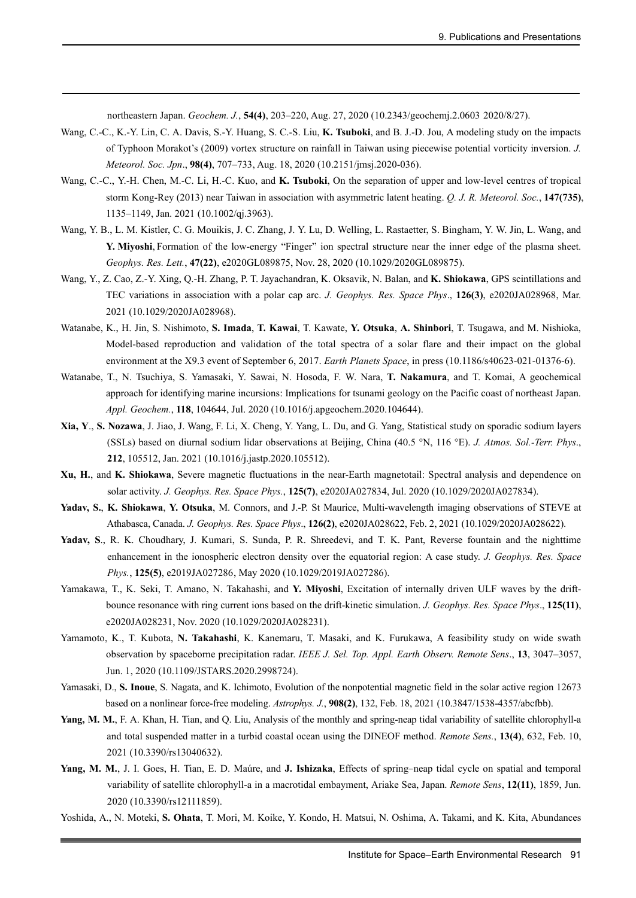northeastern Japan. *Geochem. J.*, **54(4)**, 203–220, Aug. 27, 2020 (10.2343/geochemj.2.0603 2020/8/27).

Wang, C.-C., K.-Y. Lin, C. A. Davis, S.-Y. Huang, S. C.-S. Liu, **K. Tsuboki**, and B. J.-D. Jou, A modeling study on the impacts of Typhoon Morakot's (2009) vortex structure on rainfall in Taiwan using piecewise potential vorticity inversion. *J. Meteorol. Soc. Jpn*., **98(4)**, 707–733, Aug. 18, 2020 (10.2151/jmsj.2020-036).

Wang, C.-C., Y.-H. Chen, M.-C. Li, H.-C. Kuo, and **K. Tsuboki**, On the separation of upper and low-level centres of tropical storm Kong-Rey (2013) near Taiwan in association with asymmetric latent heating. *Q. J. R. Meteorol. Soc.*, **147(735)**, 1135–1149, Jan. 2021 (10.1002/qj.3963).

Wang, Y. B., L. M. Kistler, C. G. Mouikis, J. C. Zhang, J. Y. Lu, D. Welling, L. Rastaetter, S. Bingham, Y. W. Jin, L. Wang, and **Y. Miyoshi**, Formation of the low-energy "Finger" ion spectral structure near the inner edge of the plasma sheet. *Geophys. Res. Lett.*, **47(22)**, e2020GL089875, Nov. 28, 2020 (10.1029/2020GL089875).

Wang, Y., Z. Cao, Z.-Y. Xing, Q.-H. Zhang, P. T. Jayachandran, K. Oksavik, N. Balan, and **K. Shiokawa**, GPS scintillations and TEC variations in association with a polar cap arc. *J. Geophys. Res. Space Phys*., **126(3)**, e2020JA028968, Mar. 2021 (10.1029/2020JA028968).

Watanabe, K., H. Jin, S. Nishimoto, **S. Imada**, **T. Kawai**, T. Kawate, **Y. Otsuka**, **A. Shinbori**, T. Tsugawa, and M. Nishioka, Model-based reproduction and validation of the total spectra of a solar flare and their impact on the global environment at the X9.3 event of September 6, 2017. *Earth Planets Space*, in press (10.1186/s40623-021-01376-6).

Watanabe, T., N. Tsuchiya, S. Yamasaki, Y. Sawai, N. Hosoda, F. W. Nara, **T. Nakamura**, and T. Komai, A geochemical approach for identifying marine incursions: Implications for tsunami geology on the Pacific coast of northeast Japan. *Appl. Geochem.*, **118**, 104644, Jul. 2020 (10.1016/j.apgeochem.2020.104644).

**Xia, Y**., **S. Nozawa**, J. Jiao, J. Wang, F. Li, X. Cheng, Y. Yang, L. Du, and G. Yang, Statistical study on sporadic sodium layers (SSLs) based on diurnal sodium lidar observations at Beijing, China (40.5 °N, 116 °E). *J. Atmos. Sol.-Terr. Phys*., **212**, 105512, Jan. 2021 (10.1016/j.jastp.2020.105512).

**Xu, H.**, and **K. Shiokawa**, Severe magnetic fluctuations in the near-Earth magnetotail: Spectral analysis and dependence on solar activity. *J. Geophys. Res. Space Phys.*, **125(7)**, e2020JA027834, Jul. 2020 (10.1029/2020JA027834).

**Yadav, S.**, **K. Shiokawa**, **Y. Otsuka**, M. Connors, and J.-P. St Maurice, Multi-wavelength imaging observations of STEVE at Athabasca, Canada. *J. Geophys. Res. Space Phys*., **126(2)**, e2020JA028622, Feb. 2, 2021 (10.1029/2020JA028622).

**Yadav, S**., R. K. Choudhary, J. Kumari, S. Sunda, P. R. Shreedevi, and T. K. Pant, Reverse fountain and the nighttime enhancement in the ionospheric electron density over the equatorial region: A case study. *J. Geophys. Res. Space Phys.*, **125(5)**, e2019JA027286, May 2020 (10.1029/2019JA027286).

Yamakawa, T., K. Seki, T. Amano, N. Takahashi, and **Y. Miyoshi**, Excitation of internally driven ULF waves by the drift-bounce resonance with ring current ions based on the drift-kinetic simulation. *J. Geophys. Res. Space Phys*., **125(11)**, e2020JA028231, Nov. 2020 (10.1029/2020JA028231).

Yamamoto, K., T. Kubota, **N. Takahashi**, K. Kanemaru, T. Masaki, and K. Furukawa, A feasibility study on wide swath observation by spaceborne precipitation radar. *IEEE J. Sel. Top. Appl. Earth Observ. Remote Sens*., **13**, 3047–3057, Jun. 1, 2020 (10.1109/JSTARS.2020.2998724).

Yamasaki, D., **S. Inoue**, S. Nagata, and K. Ichimoto, Evolution of the nonpotential magnetic field in the solar active region 12673 based on a nonlinear force-free modeling. *Astrophys. J.*, **908(2)**, 132, Feb. 18, 2021 (10.3847/1538-4357/abcfbb).

**Yang, M. M.**, F. A. Khan, H. Tian, and Q. Liu, Analysis of the monthly and spring-neap tidal variability of satellite chlorophyll-a and total suspended matter in a turbid coastal ocean using the DINEOF method. *Remote Sens.*, **13(4)**, 632, Feb. 10, 2021 (10.3390/rs13040632).

**Yang, M. M.**, J. I. Goes, H. Tian, E. D. Maúre, and **J. Ishizaka**, Effects of spring–neap tidal cycle on spatial and temporal variability of satellite chlorophyll-a in a macrotidal embayment, Ariake Sea, Japan. *Remote Sens*, **12(11)**, 1859, Jun. 2020 (10.3390/rs12111859).

Yoshida, A., N. Moteki, **S. Ohata**, T. Mori, M. Koike, Y. Kondo, H. Matsui, N. Oshima, A. Takami, and K. Kita, Abundances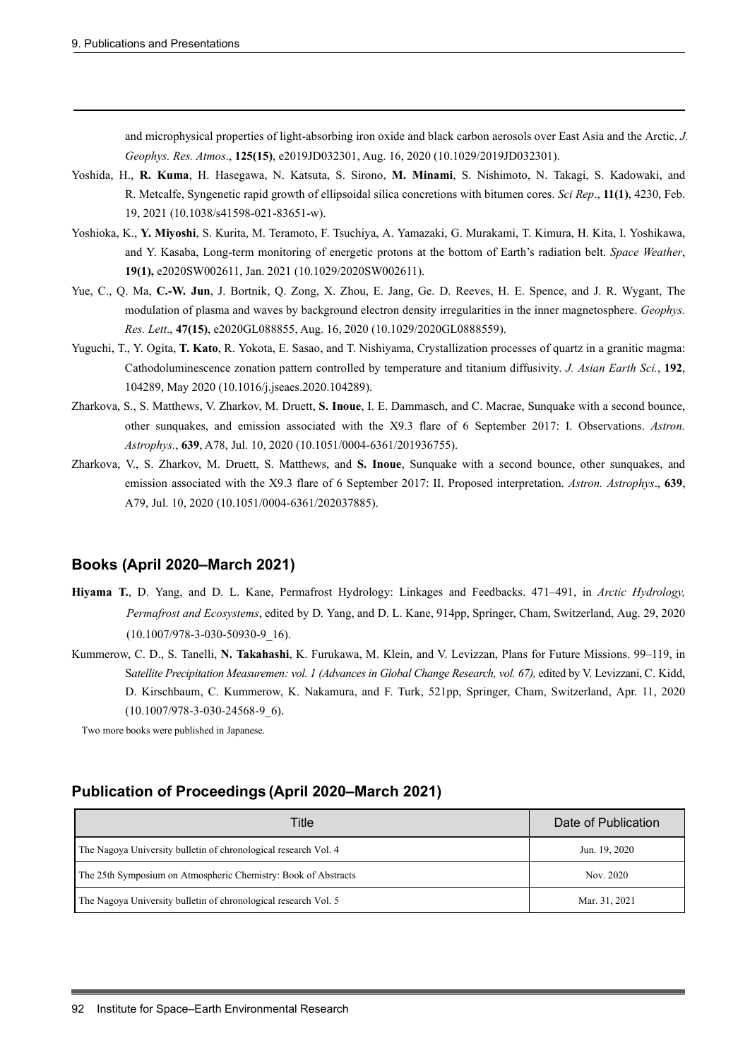and microphysical properties of light-absorbing iron oxide and black carbon aerosols over East Asia and the Arctic. *J. Geophys. Res. Atmos*., **125(15)**, e2019JD032301, Aug. 16, 2020 (10.1029/2019JD032301).

Yoshida, H., **R. Kuma**, H. Hasegawa, N. Katsuta, S. Sirono, **M. Minami**, S. Nishimoto, N. Takagi, S. Kadowaki, and R. Metcalfe, Syngenetic rapid growth of ellipsoidal silica concretions with bitumen cores. *Sci Rep*., **11(1)**, 4230, Feb. 19, 2021 (10.1038/s41598-021-83651-w).

Yoshioka, K., **Y. Miyoshi**, S. Kurita, M. Teramoto, F. Tsuchiya, A. Yamazaki, G. Murakami, T. Kimura, H. Kita, I. Yoshikawa, and Y. Kasaba, Long-term monitoring of energetic protons at the bottom of Earth's radiation belt. *Space Weather*, **19(1),** e2020SW002611, Jan. 2021 (10.1029/2020SW002611).

Yue, C., Q. Ma, **C.-W. Jun**, J. Bortnik, Q. Zong, X. Zhou, E. Jang, Ge. D. Reeves, H. E. Spence, and J. R. Wygant, The modulation of plasma and waves by background electron density irregularities in the inner magnetosphere. *Geophys. Res. Lett*., **47(15)**, e2020GL088855, Aug. 16, 2020 (10.1029/2020GL0888559).

Yuguchi, T., Y. Ogita, **T. Kato**, R. Yokota, E. Sasao, and T. Nishiyama, Crystallization processes of quartz in a granitic magma: Cathodoluminescence zonation pattern controlled by temperature and titanium diffusivity. *J. Asian Earth Sci.*, **192**, 104289, May 2020 (10.1016/j.jseaes.2020.104289).

Zharkova, S., S. Matthews, V. Zharkov, M. Druett, **S. Inoue**, I. E. Dammasch, and C. Macrae, Sunquake with a second bounce, other sunquakes, and emission associated with the X9.3 flare of 6 September 2017: I. Observations. *Astron. Astrophys.*, **639**, A78, Jul. 10, 2020 (10.1051/0004-6361/201936755).

Zharkova, V., S. Zharkov, M. Druett, S. Matthews, and **S. Inoue**, Sunquake with a second bounce, other sunquakes, and emission associated with the X9.3 flare of 6 September 2017: II. Proposed interpretation. *Astron. Astrophys*., **639**, A79, Jul. 10, 2020 (10.1051/0004-6361/202037885).

## Books (April 2020–March 2021)

**Hiyama T.**, D. Yang, and D. L. Kane, Permafrost Hydrology: Linkages and Feedbacks. 471–491, in *Arctic Hydrology, Permafrost and Ecosystems*, edited by D. Yang, and D. L. Kane, 914pp, Springer, Cham, Switzerland, Aug. 29, 2020 (10.1007/978-3-030-50930-9_16).

Kummerow, C. D., S. Tanelli, **N. Takahashi**, K. Furukawa, M. Klein, and V. Levizzan, Plans for Future Missions. 99–119, in S*atellite Precipitation Measuremen: vol. 1 (Advances in Global Change Research, vol. 67),* edited by V. Levizzani, C. Kidd, D. Kirschbaum, C. Kummerow, K. Nakamura, and F. Turk, 521pp, Springer, Cham, Switzerland, Apr. 11, 2020 (10.1007/978-3-030-24568-9_6).

Two more books were published in Japanese.

## Publication of Proceedings (April 2020–March 2021)

| Title | Date of Publication |
|---|---|
| The Nagoya University bulletin of chronological research Vol. 4 | Jun. 19, 2020 |
| The 25th Symposium on Atmospheric Chemistry: Book of Abstracts | Nov. 2020 |
| The Nagoya University bulletin of chronological research Vol. 5 | Mar. 31, 2021 |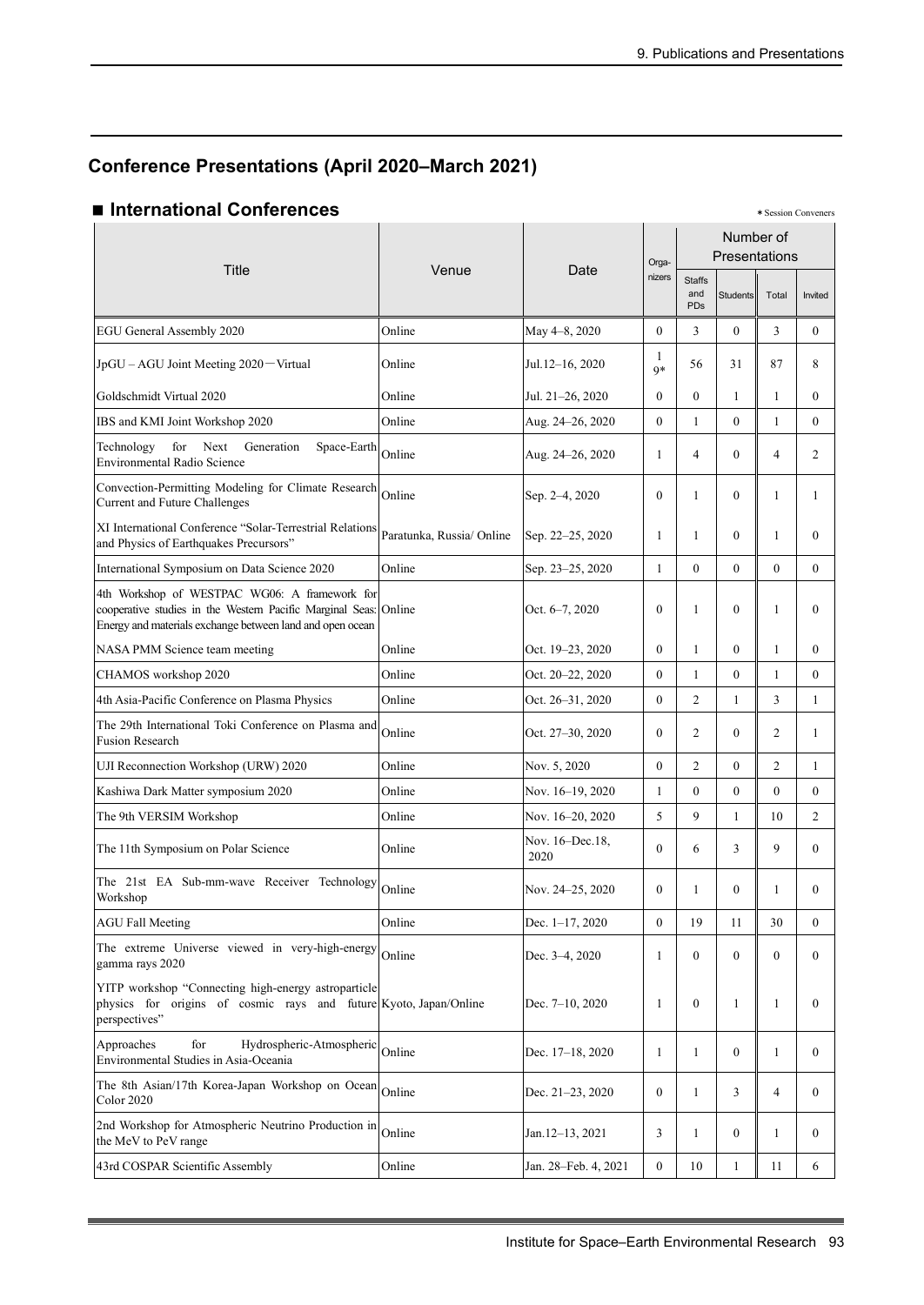## Conference Presentations (April 2020–March 2021)

### ■ International Conferences

*Session Conveners

| Title | Venue | Date | Organizers | Number of Presentations | | | |
|---|---|---|---|---|---|---|---|
| | | | | Staffs and PDs | Students | Total | Invited |
| EGU General Assembly 2020 | Online | May 4–8, 2020 | 0 | 3 | 0 | 3 | 0 |
| JpGU – AGU Joint Meeting 2020－Virtual | Online | Jul.12–16, 2020 | 1 9* | 56 | 31 | 87 | 8 |
| Goldschmidt Virtual 2020 | Online | Jul. 21–26, 2020 | 0 | 0 | 1 | 1 | 0 |
| IBS and KMI Joint Workshop 2020 | Online | Aug. 24–26, 2020 | 0 | 1 | 0 | 1 | 0 |
| Technology for Next Generation Space-Earth Environmental Radio Science | Online | Aug. 24–26, 2020 | 1 | 4 | 0 | 4 | 2 |
| Convection-Permitting Modeling for Climate Research Current and Future Challenges | Online | Sep. 2–4, 2020 | 0 | 1 | 0 | 1 | 1 |
| XI International Conference "Solar-Terrestrial Relations and Physics of Earthquakes Precursors" | Paratunka, Russia/ Online | Sep. 22–25, 2020 | 1 | 1 | 0 | 1 | 0 |
| International Symposium on Data Science 2020 | Online | Sep. 23–25, 2020 | 1 | 0 | 0 | 0 | 0 |
| 4th Workshop of WESTPAC WG06: A framework for cooperative studies in the Western Pacific Marginal Seas: Energy and materials exchange between land and open ocean | Online | Oct. 6–7, 2020 | 0 | 1 | 0 | 1 | 0 |
| NASA PMM Science team meeting | Online | Oct. 19–23, 2020 | 0 | 1 | 0 | 1 | 0 |
| CHAMOS workshop 2020 | Online | Oct. 20–22, 2020 | 0 | 1 | 0 | 1 | 0 |
| 4th Asia-Pacific Conference on Plasma Physics | Online | Oct. 26–31, 2020 | 0 | 2 | 1 | 3 | 1 |
| The 29th International Toki Conference on Plasma and Fusion Research | Online | Oct. 27–30, 2020 | 0 | 2 | 0 | 2 | 1 |
| UJI Reconnection Workshop (URW) 2020 | Online | Nov. 5, 2020 | 0 | 2 | 0 | 2 | 1 |
| Kashiwa Dark Matter symposium 2020 | Online | Nov. 16–19, 2020 | 1 | 0 | 0 | 0 | 0 |
| The 9th VERSIM Workshop | Online | Nov. 16–20, 2020 | 5 | 9 | 1 | 10 | 2 |
| The 11th Symposium on Polar Science | Online | Nov. 16–Dec.18, 2020 | 0 | 6 | 3 | 9 | 0 |
| The 21st EA Sub-mm-wave Receiver Technology Workshop | Online | Nov. 24–25, 2020 | 0 | 1 | 0 | 1 | 0 |
| AGU Fall Meeting | Online | Dec. 1–17, 2020 | 0 | 19 | 11 | 30 | 0 |
| The extreme Universe viewed in very-high-energy gamma rays 2020 | Online | Dec. 3–4, 2020 | 1 | 0 | 0 | 0 | 0 |
| YITP workshop "Connecting high-energy astroparticle physics for origins of cosmic rays and future perspectives" | Kyoto, Japan/Online | Dec. 7–10, 2020 | 1 | 0 | 1 | 1 | 0 |
| Approaches for Hydrospheric-Atmospheric Environmental Studies in Asia-Oceania | Online | Dec. 17–18, 2020 | 1 | 1 | 0 | 1 | 0 |
| The 8th Asian/17th Korea-Japan Workshop on Ocean Color 2020 | Online | Dec. 21–23, 2020 | 0 | 1 | 3 | 4 | 0 |
| 2nd Workshop for Atmospheric Neutrino Production in the MeV to PeV range | Online | Jan.12–13, 2021 | 3 | 1 | 0 | 1 | 0 |
| 43rd COSPAR Scientific Assembly | Online | Jan. 28–Feb. 4, 2021 | 0 | 10 | 1 | 11 | 6 |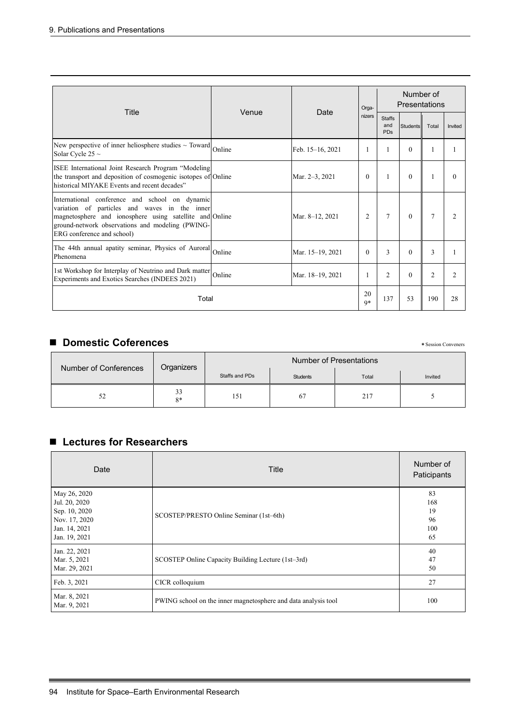| Title | Venue | Date | Organizers | Number of Presentations | | | |
|---|---|---|---|---|---|---|---|
| | | | | Staffs and PDs | Students | Total | Invited |
| New perspective of inner heliosphere studies ~ Toward Solar Cycle 25 ~ | Online | Feb. 15–16, 2021 | 1 | 1 | 0 | 1 | 1 |
| ISEE International Joint Research Program "Modeling the transport and deposition of cosmogenic isotopes of historical MIYAKE Events and recent decades" | Online | Mar. 2–3, 2021 | 0 | 1 | 0 | 1 | 0 |
| International conference and school on dynamic variation of particles and waves in the inner magnetosphere and ionosphere using satellite and ground-network observations and modeling (PWING-ERG conference and school) | Online | Mar. 8–12, 2021 | 2 | 7 | 0 | 7 | 2 |
| The 44th annual apatity seminar, Physics of Auroral Phenomena | Online | Mar. 15–19, 2021 | 0 | 3 | 0 | 3 | 1 |
| 1st Workshop for Interplay of Neutrino and Dark matter Experiments and Exotics Searches (INDEES 2021) | Online | Mar. 18–19, 2021 | 1 | 2 | 0 | 2 | 2 |
| Total | | | 20 9* | 137 | 53 | 190 | 28 |

## ■ Domestic Coferences

*Session Conveners

| Number of Conferences | Organizers | Number of Presentations | | | |
|---|---|---|---|---|---|
| | | Staffs and PDs | Students | Total | Invited |
| 52 | 33 8* | 151 | 67 | 217 | 5 |

## ■ Lectures for Researchers

| Date | Title | Number of Paticipants |
|---|---|---|
| May 26, 2020<br>Jul. 20, 2020<br>Sep. 10, 2020<br>Nov. 17, 2020<br>Jan. 14, 2021<br>Jan. 19, 2021 | SCOSTEP/PRESTO Online Seminar (1st–6th) | 83<br>168<br>19<br>96<br>100<br>65 |
| Jan. 22, 2021<br>Mar. 5, 2021<br>Mar. 29, 2021 | SCOSTEP Online Capacity Building Lecture (1st–3rd) | 40<br>47<br>50 |
| Feb. 3, 2021 | CICR colloquium | 27 |
| Mar. 8, 2021<br>Mar. 9, 2021 | PWING school on the inner magnetosphere and data analysis tool | 100 |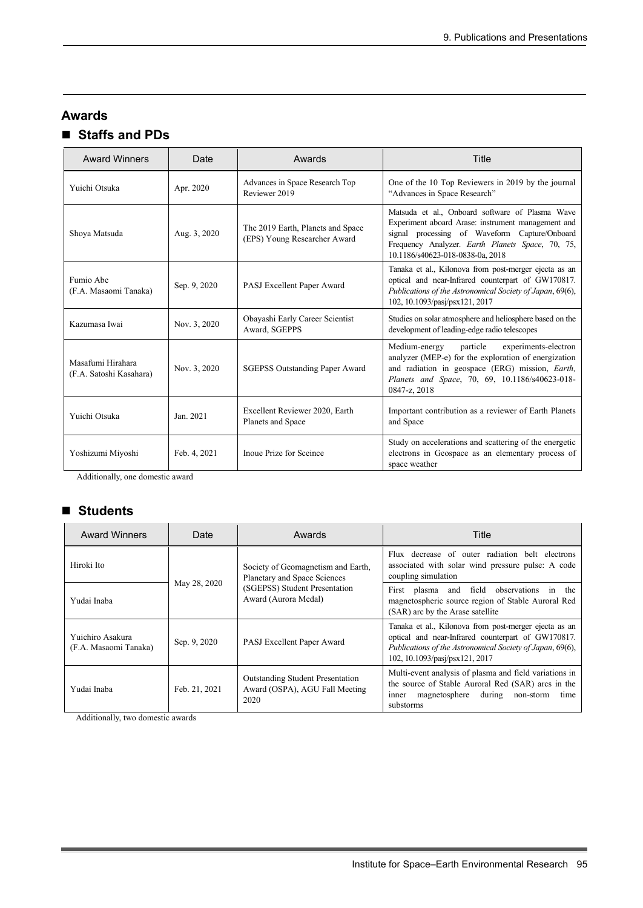## Awards

### ■ Staffs and PDs

| Award Winners | Date | Awards | Title |
|---|---|---|---|
| Yuichi Otsuka | Apr. 2020 | Advances in Space Research Top Reviewer 2019 | One of the 10 Top Reviewers in 2019 by the journal "Advances in Space Research" |
| Shoya Matsuda | Aug. 3, 2020 | The 2019 Earth, Planets and Space (EPS) Young Researcher Award | Matsuda et al., Onboard software of Plasma Wave Experiment aboard Arase: instrument management and signal processing of Waveform Capture/Onboard Frequency Analyzer. *Earth Planets Space*, 70, 75, 10.1186/s40623-018-0838-0a, 2018 |
| Fumio Abe (F.A. Masaomi Tanaka) | Sep. 9, 2020 | PASJ Excellent Paper Award | Tanaka et al., Kilonova from post-merger ejecta as an optical and near-Infrared counterpart of GW170817. *Publications of the Astronomical Society of Japan*, 69(6), 102, 10.1093/pasj/psx121, 2017 |
| Kazumasa Iwai | Nov. 3, 2020 | Obayashi Early Career Scientist Award, SGEPPS | Studies on solar atmosphere and heliosphere based on the development of leading-edge radio telescopes |
| Masafumi Hirahara (F.A. Satoshi Kasahara) | Nov. 3, 2020 | SGEPSS Outstanding Paper Award | Medium-energy particle experiments-electron analyzer (MEP-e) for the exploration of energization and radiation in geospace (ERG) mission, *Earth, Planets and Space*, 70, 69, 10.1186/s40623-018-0847-z, 2018 |
| Yuichi Otsuka | Jan. 2021 | Excellent Reviewer 2020, Earth Planets and Space | Important contribution as a reviewer of Earth Planets and Space |
| Yoshizumi Miyoshi | Feb. 4, 2021 | Inoue Prize for Sceince | Study on accelerations and scattering of the energetic electrons in Geospace as an elementary process of space weather |

Additionally, one domestic award

### ■ Students

| Award Winners | Date | Awards | Title |
|---|---|---|---|
| Hiroki Ito | May 28, 2020 | Society of Geomagnetism and Earth, Planetary and Space Sciences (SGEPSS) Student Presentation Award (Aurora Medal) | Flux decrease of outer radiation belt electrons associated with solar wind pressure pulse: A code coupling simulation |
| Yudai Inaba | | | First plasma and field observations in the magnetospheric source region of Stable Auroral Red (SAR) arc by the Arase satellite |
| Yuichiro Asakura (F.A. Masaomi Tanaka) | Sep. 9, 2020 | PASJ Excellent Paper Award | Tanaka et al., Kilonova from post-merger ejecta as an optical and near-Infrared counterpart of GW170817. *Publications of the Astronomical Society of Japan*, 69(6), 102, 10.1093/pasj/psx121, 2017 |
| Yudai Inaba | Feb. 21, 2021 | Outstanding Student Presentation Award (OSPA), AGU Fall Meeting 2020 | Multi-event analysis of plasma and field variations in the source of Stable Auroral Red (SAR) arcs in the inner magnetosphere during non-storm time substorms |

Additionally, two domestic awards